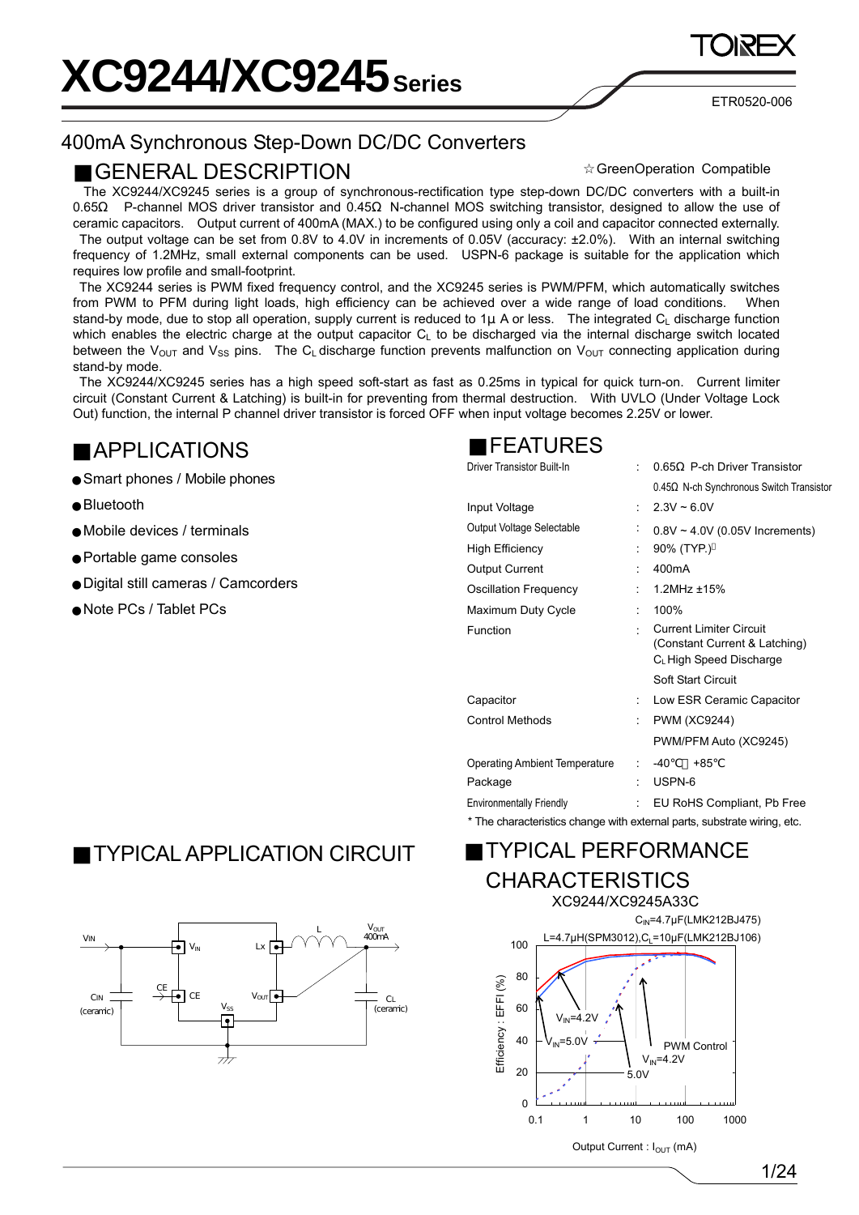# XC9244/XC9245 Series

ETR0520-006

400mA Synchronous Step-Down DC/DC Converters

## ■GENERAL DESCRIPTION

☆GreenOperation Compatible

The XC9244/XC9245 series is a group of synchronous-rectification type step-down DC/DC converters with a built-in 0.65Ω P-channel MOS driver transistor and 0.45Ω N-channel MOS switching transistor, designed to allow the use of ceramic capacitors. Output current of 400mA (MAX.) to be configured using only a coil and capacitor connected externally.

The output voltage can be set from 0.8V to 4.0V in increments of 0.05V (accuracy: ±2.0%). With an internal switching frequency of 1.2MHz, small external components can be used. USPN-6 package is suitable for the application which requires low profile and small-footprint.

The XC9244 series is PWM fixed frequency control, and the XC9245 series is PWM/PFM, which automatically switches from PWM to PFM during light loads, high efficiency can be achieved over a wide range of load conditions. When stand-by mode, due to stop all operation, supply current is reduced to 1μ A or less. The integrated $C_L$ discharge function which enables the electric charge at the output capacitor $C_L$ to be discharged via the internal discharge switch located between the $V_{OUT}$ and $V_{SS}$ pins. The $C_L$ discharge function prevents malfunction on $V_{OUT}$ connecting application during stand-by mode.

The XC9244/XC9245 series has a high speed soft-start as fast as 0.25ms in typical for quick turn-on. Current limiter circuit (Constant Current & Latching) is built-in for preventing from thermal destruction. With UVLO (Under Voltage Lock Out) function, the internal P channel driver transistor is forced OFF when input voltage becomes 2.25V or lower.

## ■APPLICATIONS

- Smart phones / Mobile phones
- Bluetooth
- Mobile devices / terminals
- Portable game consoles
- Digital still cameras / Camcorders
- Note PCs / Tablet PCs

## ■FEATURES

| | | |
|---|---|---|
| Driver Transistor Built-In | : | 0.65Ω P-ch Driver Transistor |
| | | 0.45Ω N-ch Synchronous Switch Transistor |
| Input Voltage | : | 2.3V ~ 6.0V |
| Output Voltage Selectable | : | 0.8V ~ 4.0V (0.05V Increments) |
| High Efficiency | : | 90% (TYP.)* |
| Output Current | : | 400mA |
| Oscillation Frequency | : | 1.2MHz ±15% |
| Maximum Duty Cycle | : | 100% |
| Function | : | Current Limiter Circuit (Constant Current & Latching) |
| | | $C_L$ High Speed Discharge |
| | | Soft Start Circuit |
| Capacitor | : | Low ESR Ceramic Capacitor |
| Control Methods | : | PWM (XC9244) |
| | | PWM/PFM Auto (XC9245) |
| Operating Ambient Temperature | : | -40℃ ~ +85℃ |
| Package | : | USPN-6 |
| Environmentally Friendly | : | EU RoHS Compliant, Pb Free |

\* The characteristics change with external parts, substrate wiring, etc.

## ■TYPICAL APPLICATION CIRCUIT

## ■TYPICAL PERFORMANCE CHARACTERISTICS

XC9244/XC9245A33C

$C_{IN}$=4.7μF(LMK212BJ475)
L=4.7μH(SPM3012), $C_L$=10μF(LMK212BJ106)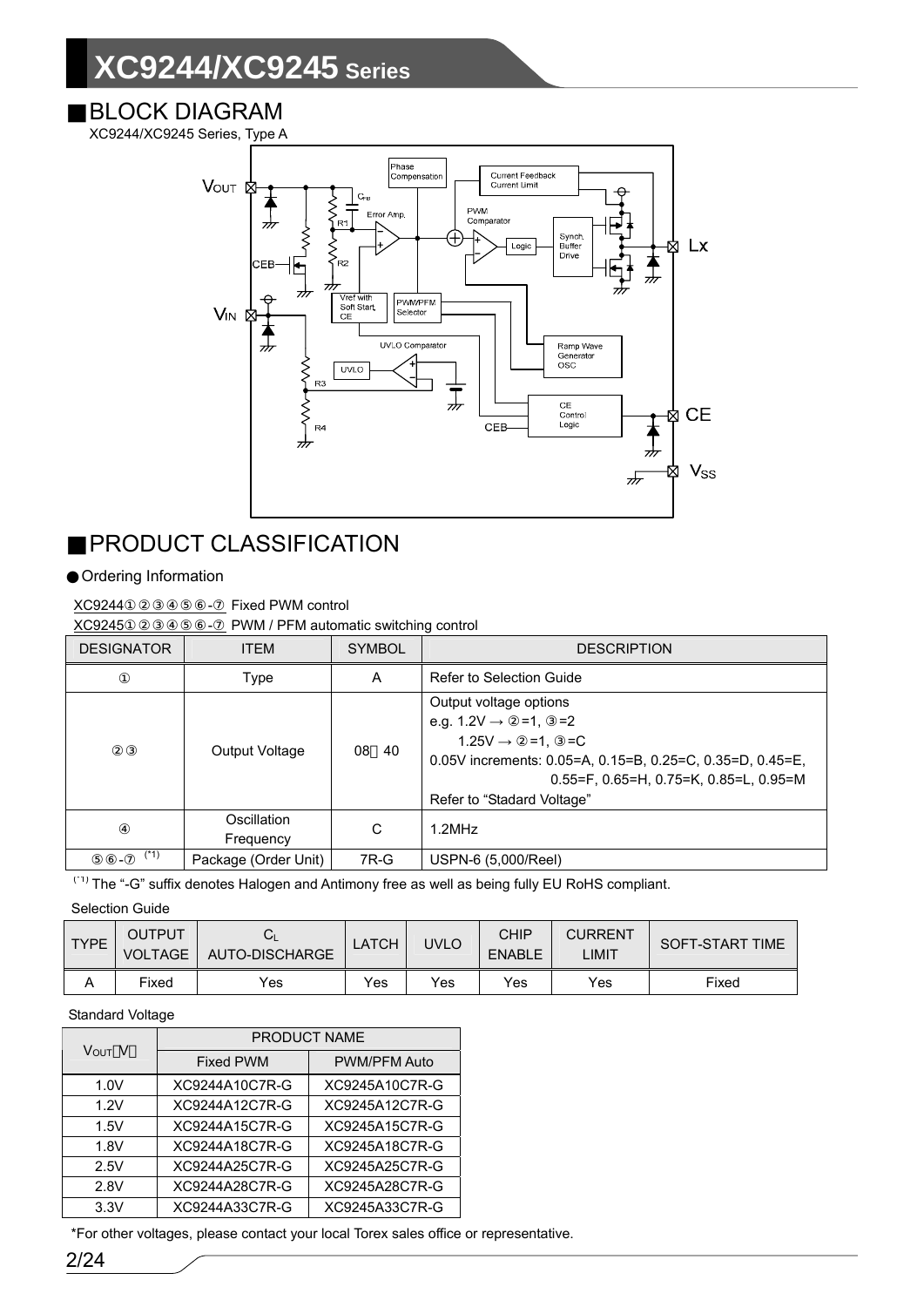## ■BLOCK DIAGRAM

XC9244/XC9245 Series, Type A

## ■PRODUCT CLASSIFICATION

● Ordering Information

XC9244①②③④⑤⑥-⑦ Fixed PWM control

XC9245①②③④⑤⑥-⑦ PWM / PFM automatic switching control

| DESIGNATOR | ITEM | SYMBOL | DESCRIPTION |
|---|---|---|---|
| ① | Type | A | Refer to Selection Guide |
| ②③ | Output Voltage | 08～40 | Output voltage options<br>e.g. 1.2V → ②=1, ③=2<br>1.25V → ②=1, ③=C<br>0.05V increments: 0.05=A, 0.15=B, 0.25=C, 0.35=D, 0.45=E, 0.55=F, 0.65=H, 0.75=K, 0.85=L, 0.95=M<br>Refer to "Stadard Voltage" |
| ④ | Oscillation Frequency | C | 1.2MHz |
| ⑤⑥-⑦ (*1) | Package (Order Unit) | 7R-G | USPN-6 (5,000/Reel) |

(*1) The "-G" suffix denotes Halogen and Antimony free as well as being fully EU RoHS compliant.

Selection Guide

| TYPE | OUTPUT VOLTAGE | $C_L$ AUTO-DISCHARGE | LATCH | UVLO | CHIP ENABLE | CURRENT LIMIT | SOFT-START TIME |
|---|---|---|---|---|---|---|---|
| A | Fixed | Yes | Yes | Yes | Yes | Yes | Fixed |

Standard Voltage

| $V_{OUT}$（V） | PRODUCT NAME | |
|---|---|---|
| | Fixed PWM | PWM/PFM Auto |
| 1.0V | XC9244A10C7R-G | XC9245A10C7R-G |
| 1.2V | XC9244A12C7R-G | XC9245A12C7R-G |
| 1.5V | XC9244A15C7R-G | XC9245A15C7R-G |
| 1.8V | XC9244A18C7R-G | XC9245A18C7R-G |
| 2.5V | XC9244A25C7R-G | XC9245A25C7R-G |
| 2.8V | XC9244A28C7R-G | XC9245A28C7R-G |
| 3.3V | XC9244A33C7R-G | XC9245A33C7R-G |

*For other voltages, please contact your local Torex sales office or representative.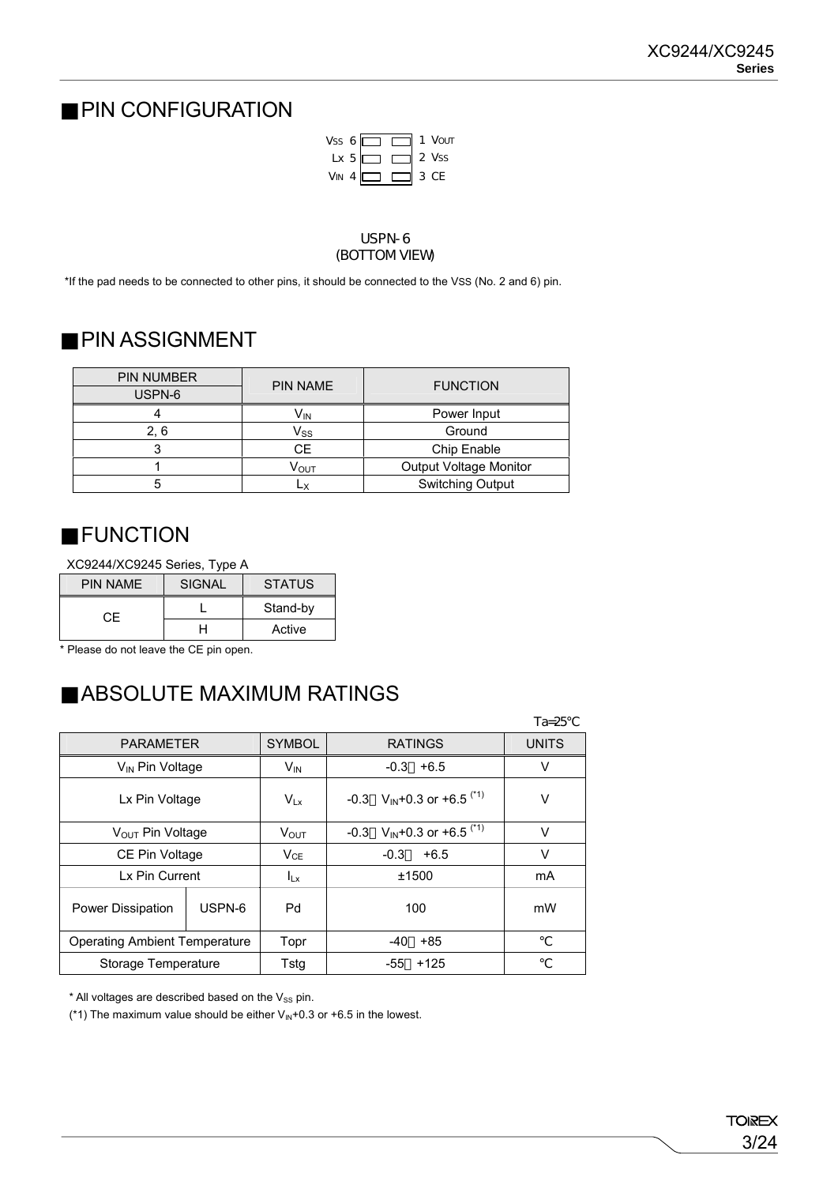## ■PIN CONFIGURATION

| | | |
|---|---|---|
| VSS 6 | | 1 VOUT |
| Lx 5 | | 2 VSS |
| VIN 4 | | 3 CE |

USPN-6
(BOTTOM VIEW)

*If the pad needs to be connected to other pins, it should be connected to the VSS (No. 2 and 6) pin.

## ■PIN ASSIGNMENT

| PIN NUMBER<br>USPN-6 | PIN NAME | FUNCTION |
|---|---|---|
| 4 | $V_{IN}$ | Power Input |
| 2, 6 | $V_{SS}$ | Ground |
| 3 | CE | Chip Enable |
| 1 | $V_{OUT}$ | Output Voltage Monitor |
| 5 | $L_X$ | Switching Output |

## ■FUNCTION

XC9244/XC9245 Series, Type A

| PIN NAME | SIGNAL | STATUS |
|---|---|---|
| CE | L | Stand-by |
| | H | Active |

* Please do not leave the CE pin open.

## ■ABSOLUTE MAXIMUM RATINGS

Ta=25℃

| PARAMETER | | SYMBOL | RATINGS | UNITS |
|---|---|---|---|---|
| $V_{IN}$ Pin Voltage | | $V_{IN}$ | -0.3～+6.5 | V |
| Lx Pin Voltage | | $V_{Lx}$ | -0.3～$V_{IN}$+0.3 or +6.5 (*1) | V |
| $V_{OUT}$ Pin Voltage | | $V_{OUT}$ | -0.3～$V_{IN}$+0.3 or +6.5 (*1) | V |
| CE Pin Voltage | | $V_{CE}$ | -0.3～+6.5 | V |
| Lx Pin Current | | $I_{Lx}$ | ±1500 | mA |
| Power Dissipation | USPN-6 | Pd | 100 | mW |
| Operating Ambient Temperature | | Topr | -40～+85 | ℃ |
| Storage Temperature | | Tstg | -55～+125 | ℃ |

* All voltages are described based on the $V_{SS}$ pin.

(*1) The maximum value should be either $V_{IN}$+0.3 or +6.5 in the lowest.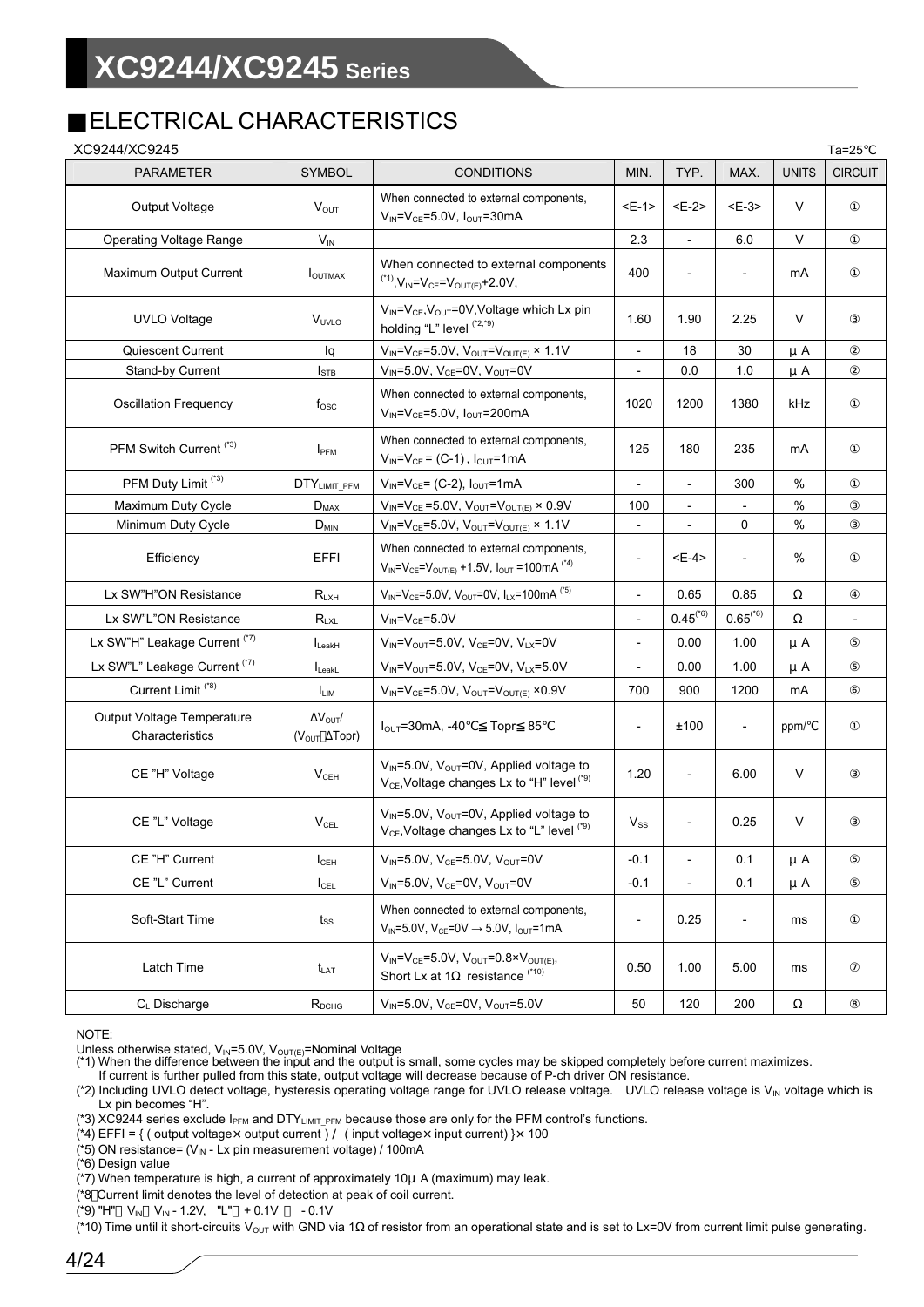## ELECTRICAL CHARACTERISTICS

XC9244/XC9245 Ta=25℃

| PARAMETER | SYMBOL | CONDITIONS | MIN. | TYP. | MAX. | UNITS | CIRCUIT |
|---|---|---|---|---|---|---|---|
| Output Voltage | $V_{OUT}$ | When connected to external components, $V_{IN}=V_{CE}=5.0V$, $I_{OUT}=30mA$ | <E-1> | <E-2> | <E-3> | V | ① |
| Operating Voltage Range | $V_{IN}$ | | 2.3 | - | 6.0 | V | ① |
| Maximum Output Current | $I_{OUTMAX}$ | When connected to external components (*1), $V_{IN}=V_{CE}=V_{OUT(E)}+2.0V$, | 400 | - | - | mA | ① |
| UVLO Voltage | $V_{UVLO}$ | $V_{IN}=V_{CE}$, $V_{OUT}=0V$, Voltage which Lx pin holding "L" level (*2,*9) | 1.60 | 1.90 | 2.25 | V | ③ |
| Quiescent Current | Iq | $V_{IN}=V_{CE}=5.0V$, $V_{OUT}=V_{OUT(E)}\times 1.1V$ | - | 18 | 30 | μA | ② |
| Stand-by Current | $I_{STB}$ | $V_{IN}=5.0V$, $V_{CE}=0V$, $V_{OUT}=0V$ | - | 0.0 | 1.0 | μA | ② |
| Oscillation Frequency | $f_{OSC}$ | When connected to external components, $V_{IN}=V_{CE}=5.0V$, $I_{OUT}=200mA$ | 1020 | 1200 | 1380 | kHz | ① |
| PFM Switch Current (*3) | $I_{PFM}$ | When connected to external components, $V_{IN}=V_{CE}=$ (C-1), $I_{OUT}=1mA$ | 125 | 180 | 235 | mA | ① |
| PFM Duty Limit (*3) | $DTY_{LIMIT\_PFM}$ | $V_{IN}=V_{CE}=$ (C-2), $I_{OUT}=1mA$ | - | - | 300 | % | ① |
| Maximum Duty Cycle | $D_{MAX}$ | $V_{IN}=V_{CE}=5.0V$, $V_{OUT}=V_{OUT(E)}\times 0.9V$ | 100 | - | - | % | ③ |
| Minimum Duty Cycle | $D_{MIN}$ | $V_{IN}=V_{CE}=5.0V$, $V_{OUT}=V_{OUT(E)}\times 1.1V$ | - | - | 0 | % | ③ |
| Efficiency | EFFI | When connected to external components, $V_{IN}=V_{CE}=V_{OUT(E)}+1.5V$, $I_{OUT}=100mA$ (*4) | - | <E-4> | - | % | ① |
| Lx SW"H"ON Resistance | $R_{LXH}$ | $V_{IN}=V_{CE}=5.0V$, $V_{OUT}=0V$, $I_{LX}=100mA$ (*5) | - | 0.65 | 0.85 | Ω | ④ |
| Lx SW"L"ON Resistance | $R_{LXL}$ | $V_{IN}=V_{CE}=5.0V$ | - | 0.45(*6) | 0.65(*6) | Ω | - |
| Lx SW"H" Leakage Current (*7) | $I_{LeakH}$ | $V_{IN}=V_{OUT}=5.0V$, $V_{CE}=0V$, $V_{LX}=0V$ | - | 0.00 | 1.00 | μA | ⑤ |
| Lx SW"L" Leakage Current (*7) | $I_{LeakL}$ | $V_{IN}=V_{OUT}=5.0V$, $V_{CE}=0V$, $V_{LX}=5.0V$ | - | 0.00 | 1.00 | μA | ⑤ |
| Current Limit (*8) | $I_{LIM}$ | $V_{IN}=V_{CE}=5.0V$, $V_{OUT}=V_{OUT(E)}\times 0.9V$ | 700 | 900 | 1200 | mA | ⑥ |
| Output Voltage Temperature Characteristics | $\Delta V_{OUT}/(V_{OUT}\cdot\Delta Topr)$ | $I_{OUT}=30mA$, -40℃≦ Topr≦ 85℃ | - | ±100 | - | ppm/℃ | ① |
| CE "H" Voltage | $V_{CEH}$ | $V_{IN}=5.0V$, $V_{OUT}=0V$, Applied voltage to $V_{CE}$, Voltage changes Lx to "H" level (*9) | 1.20 | - | 6.00 | V | ③ |
| CE "L" Voltage | $V_{CEL}$ | $V_{IN}=5.0V$, $V_{OUT}=0V$, Applied voltage to $V_{CE}$, Voltage changes Lx to "L" level (*9) | $V_{SS}$ | - | 0.25 | V | ③ |
| CE "H" Current | $I_{CEH}$ | $V_{IN}=5.0V$, $V_{CE}=5.0V$, $V_{OUT}=0V$ | -0.1 | - | 0.1 | μA | ⑤ |
| CE "L" Current | $I_{CEL}$ | $V_{IN}=5.0V$, $V_{CE}=0V$, $V_{OUT}=0V$ | -0.1 | - | 0.1 | μA | ⑤ |
| Soft-Start Time | $t_{SS}$ | When connected to external components, $V_{IN}=5.0V$, $V_{CE}=0V \rightarrow 5.0V$, $I_{OUT}=1mA$ | - | 0.25 | - | ms | ① |
| Latch Time | $t_{LAT}$ | $V_{IN}=V_{CE}=5.0V$, $V_{OUT}=0.8\times V_{OUT(E)}$, Short Lx at 1Ω resistance (*10) | 0.50 | 1.00 | 5.00 | ms | ⑦ |
| $C_L$ Discharge | $R_{DCHG}$ | $V_{IN}=5.0V$, $V_{CE}=0V$, $V_{OUT}=5.0V$ | 50 | 120 | 200 | Ω | ⑧ |

NOTE:

Unless otherwise stated, $V_{IN}=5.0V$, $V_{OUT(E)}$=Nominal Voltage

(*1) When the difference between the input and the output is small, some cycles may be skipped completely before current maximizes. If current is further pulled from this state, output voltage will decrease because of P-ch driver ON resistance.

(*2) Including UVLO detect voltage, hysteresis operating voltage range for UVLO release voltage. UVLO release voltage is $V_{IN}$ voltage which is Lx pin becomes "H".

(*3) XC9244 series exclude $I_{PFM}$ and $DTY_{LIMIT\_PFM}$ because those are only for the PFM control's functions.

(*4) EFFI = { ( output voltage× output current ) / ( input voltage× input current) }× 100

(*5) ON resistance= ($V_{IN}$ - Lx pin measurement voltage) / 100mA

(*6) Design value

(*7) When temperature is high, a current of approximately 10μ A (maximum) may leak.

(*8) Current limit denotes the level of detection at peak of coil current.

(*9) "H" = $V_{IN}$ ~ $V_{IN}$ - 1.2V, "L" = + 0.1V ~ - 0.1V

(*10) Time until it short-circuits $V_{OUT}$ with GND via 1Ω of resistor from an operational state and is set to Lx=0V from current limit pulse generating.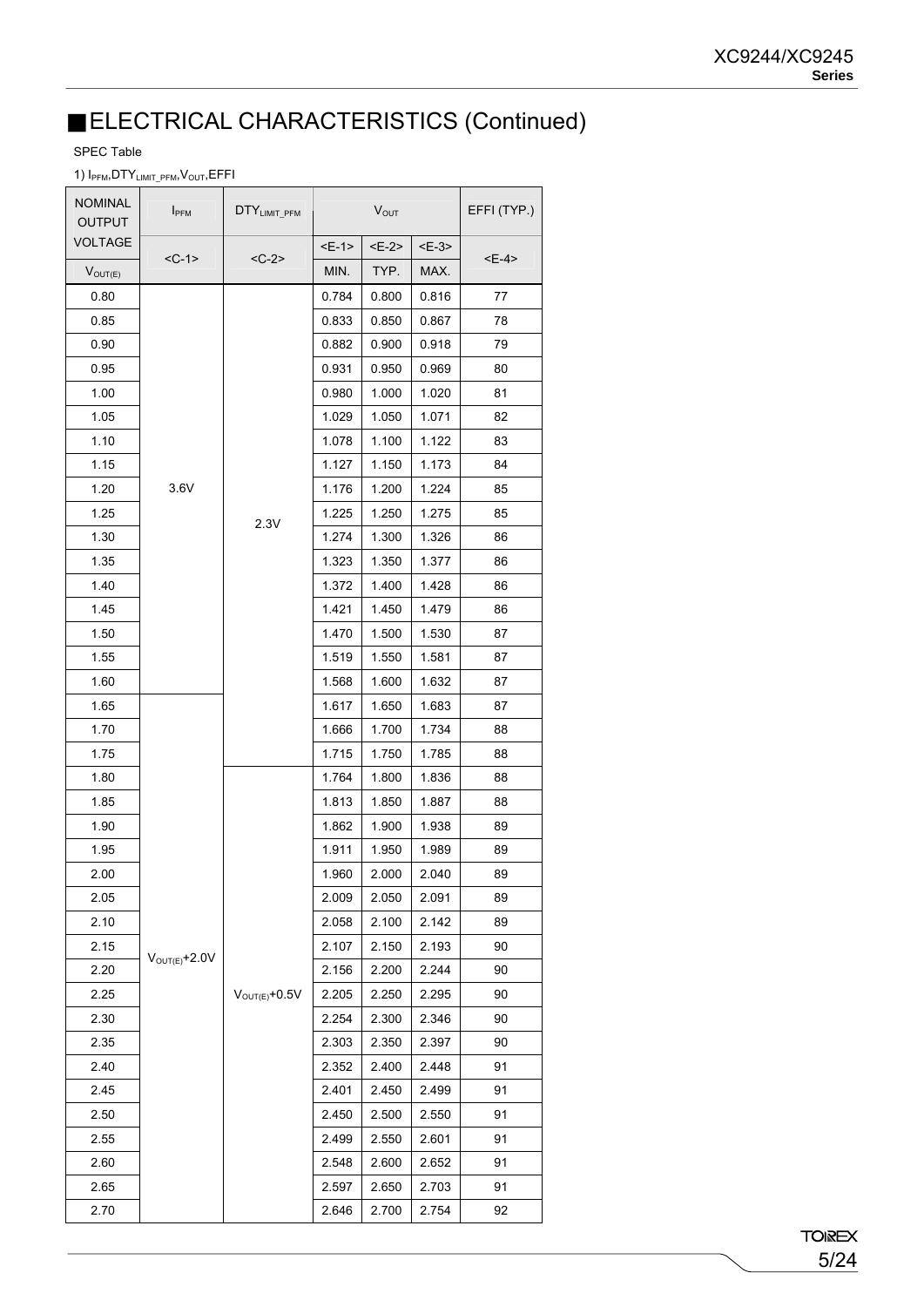# ■ELECTRICAL CHARACTERISTICS (Continued)

SPEC Table

1) $I_{PFM}$, $DTY_{LIMIT\_PFM}$, $V_{OUT}$, EFFI

| NOMINAL OUTPUT VOLTAGE | $I_{PFM}$ | $DTY_{LIMIT\_PFM}$ | $V_{OUT}$ | | | EFFI (TYP.) |
|---|---|---|---|---|---|---|
| | <C-1> | <C-2> | <E-1> | <E-2> | <E-3> | <E-4> |
| $V_{OUT(E)}$ | | | MIN. | TYP. | MAX. | |
| 0.80 | 3.6V | 2.3V | 0.784 | 0.800 | 0.816 | 77 |
| 0.85 | 3.6V | 2.3V | 0.833 | 0.850 | 0.867 | 78 |
| 0.90 | 3.6V | 2.3V | 0.882 | 0.900 | 0.918 | 79 |
| 0.95 | 3.6V | 2.3V | 0.931 | 0.950 | 0.969 | 80 |
| 1.00 | 3.6V | 2.3V | 0.980 | 1.000 | 1.020 | 81 |
| 1.05 | 3.6V | 2.3V | 1.029 | 1.050 | 1.071 | 82 |
| 1.10 | 3.6V | 2.3V | 1.078 | 1.100 | 1.122 | 83 |
| 1.15 | 3.6V | 2.3V | 1.127 | 1.150 | 1.173 | 84 |
| 1.20 | 3.6V | 2.3V | 1.176 | 1.200 | 1.224 | 85 |
| 1.25 | 3.6V | 2.3V | 1.225 | 1.250 | 1.275 | 85 |
| 1.30 | 3.6V | 2.3V | 1.274 | 1.300 | 1.326 | 86 |
| 1.35 | 3.6V | 2.3V | 1.323 | 1.350 | 1.377 | 86 |
| 1.40 | 3.6V | 2.3V | 1.372 | 1.400 | 1.428 | 86 |
| 1.45 | 3.6V | 2.3V | 1.421 | 1.450 | 1.479 | 86 |
| 1.50 | 3.6V | 2.3V | 1.470 | 1.500 | 1.530 | 87 |
| 1.55 | 3.6V | 2.3V | 1.519 | 1.550 | 1.581 | 87 |
| 1.60 | 3.6V | 2.3V | 1.568 | 1.600 | 1.632 | 87 |
| 1.65 | $V_{OUT(E)}$+2.0V | 2.3V | 1.617 | 1.650 | 1.683 | 87 |
| 1.70 | $V_{OUT(E)}$+2.0V | 2.3V | 1.666 | 1.700 | 1.734 | 88 |
| 1.75 | $V_{OUT(E)}$+2.0V | 2.3V | 1.715 | 1.750 | 1.785 | 88 |
| 1.80 | $V_{OUT(E)}$+2.0V | $V_{OUT(E)}$+0.5V | 1.764 | 1.800 | 1.836 | 88 |
| 1.85 | $V_{OUT(E)}$+2.0V | $V_{OUT(E)}$+0.5V | 1.813 | 1.850 | 1.887 | 88 |
| 1.90 | $V_{OUT(E)}$+2.0V | $V_{OUT(E)}$+0.5V | 1.862 | 1.900 | 1.938 | 89 |
| 1.95 | $V_{OUT(E)}$+2.0V | $V_{OUT(E)}$+0.5V | 1.911 | 1.950 | 1.989 | 89 |
| 2.00 | $V_{OUT(E)}$+2.0V | $V_{OUT(E)}$+0.5V | 1.960 | 2.000 | 2.040 | 89 |
| 2.05 | $V_{OUT(E)}$+2.0V | $V_{OUT(E)}$+0.5V | 2.009 | 2.050 | 2.091 | 89 |
| 2.10 | $V_{OUT(E)}$+2.0V | $V_{OUT(E)}$+0.5V | 2.058 | 2.100 | 2.142 | 89 |
| 2.15 | $V_{OUT(E)}$+2.0V | $V_{OUT(E)}$+0.5V | 2.107 | 2.150 | 2.193 | 90 |
| 2.20 | $V_{OUT(E)}$+2.0V | $V_{OUT(E)}$+0.5V | 2.156 | 2.200 | 2.244 | 90 |
| 2.25 | $V_{OUT(E)}$+2.0V | $V_{OUT(E)}$+0.5V | 2.205 | 2.250 | 2.295 | 90 |
| 2.30 | $V_{OUT(E)}$+2.0V | $V_{OUT(E)}$+0.5V | 2.254 | 2.300 | 2.346 | 90 |
| 2.35 | $V_{OUT(E)}$+2.0V | $V_{OUT(E)}$+0.5V | 2.303 | 2.350 | 2.397 | 90 |
| 2.40 | $V_{OUT(E)}$+2.0V | $V_{OUT(E)}$+0.5V | 2.352 | 2.400 | 2.448 | 91 |
| 2.45 | $V_{OUT(E)}$+2.0V | $V_{OUT(E)}$+0.5V | 2.401 | 2.450 | 2.499 | 91 |
| 2.50 | $V_{OUT(E)}$+2.0V | $V_{OUT(E)}$+0.5V | 2.450 | 2.500 | 2.550 | 91 |
| 2.55 | $V_{OUT(E)}$+2.0V | $V_{OUT(E)}$+0.5V | 2.499 | 2.550 | 2.601 | 91 |
| 2.60 | $V_{OUT(E)}$+2.0V | $V_{OUT(E)}$+0.5V | 2.548 | 2.600 | 2.652 | 91 |
| 2.65 | $V_{OUT(E)}$+2.0V | $V_{OUT(E)}$+0.5V | 2.597 | 2.650 | 2.703 | 91 |
| 2.70 | $V_{OUT(E)}$+2.0V | $V_{OUT(E)}$+0.5V | 2.646 | 2.700 | 2.754 | 92 |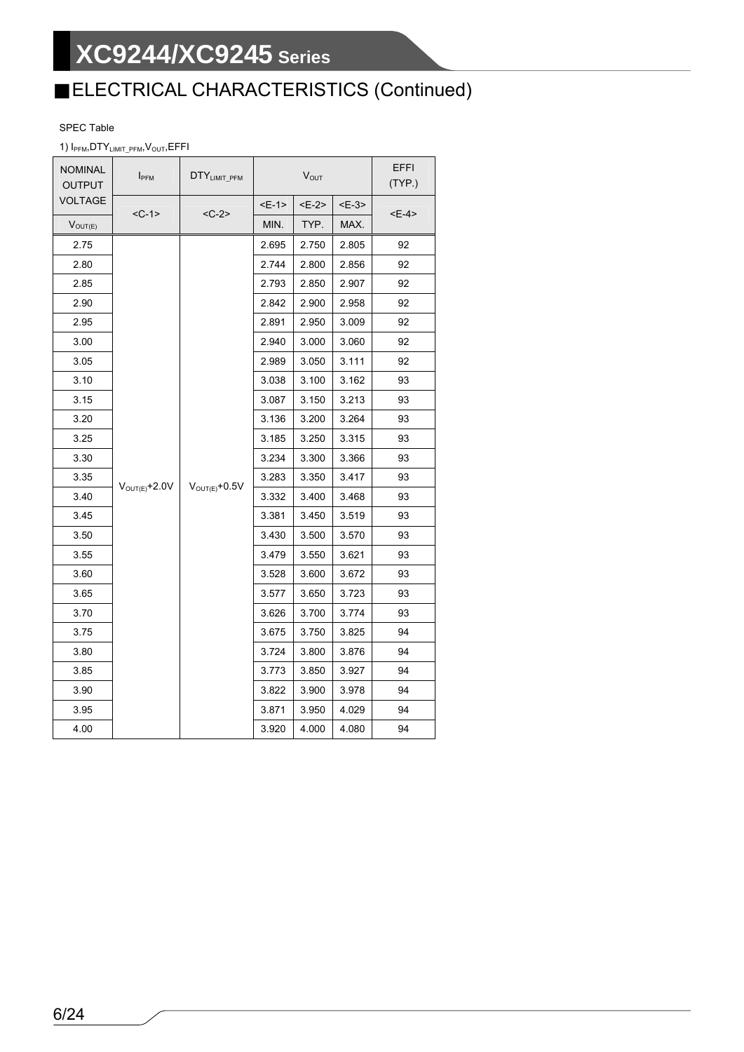## ■ELECTRICAL CHARACTERISTICS (Continued)

SPEC Table

1) $I_{PFM}$,$DTY_{LIMIT\_PFM}$,$V_{OUT}$,EFFI

| NOMINAL OUTPUT VOLTAGE | $I_{PFM}$ | $DTY_{LIMIT\_PFM}$ | $V_{OUT}$ | | | EFFI (TYP.) |
|---|---|---|---|---|---|---|
| | <C-1> | <C-2> | <E-1> | <E-2> | <E-3> | <E-4> |
| $V_{OUT(E)}$ | | | MIN. | TYP. | MAX. | |
| 2.75 | $V_{OUT(E)}$+2.0V | $V_{OUT(E)}$+0.5V | 2.695 | 2.750 | 2.805 | 92 |
| 2.80 | | | 2.744 | 2.800 | 2.856 | 92 |
| 2.85 | | | 2.793 | 2.850 | 2.907 | 92 |
| 2.90 | | | 2.842 | 2.900 | 2.958 | 92 |
| 2.95 | | | 2.891 | 2.950 | 3.009 | 92 |
| 3.00 | | | 2.940 | 3.000 | 3.060 | 92 |
| 3.05 | | | 2.989 | 3.050 | 3.111 | 92 |
| 3.10 | | | 3.038 | 3.100 | 3.162 | 93 |
| 3.15 | | | 3.087 | 3.150 | 3.213 | 93 |
| 3.20 | | | 3.136 | 3.200 | 3.264 | 93 |
| 3.25 | | | 3.185 | 3.250 | 3.315 | 93 |
| 3.30 | | | 3.234 | 3.300 | 3.366 | 93 |
| 3.35 | | | 3.283 | 3.350 | 3.417 | 93 |
| 3.40 | | | 3.332 | 3.400 | 3.468 | 93 |
| 3.45 | | | 3.381 | 3.450 | 3.519 | 93 |
| 3.50 | | | 3.430 | 3.500 | 3.570 | 93 |
| 3.55 | | | 3.479 | 3.550 | 3.621 | 93 |
| 3.60 | | | 3.528 | 3.600 | 3.672 | 93 |
| 3.65 | | | 3.577 | 3.650 | 3.723 | 93 |
| 3.70 | | | 3.626 | 3.700 | 3.774 | 93 |
| 3.75 | | | 3.675 | 3.750 | 3.825 | 94 |
| 3.80 | | | 3.724 | 3.800 | 3.876 | 94 |
| 3.85 | | | 3.773 | 3.850 | 3.927 | 94 |
| 3.90 | | | 3.822 | 3.900 | 3.978 | 94 |
| 3.95 | | | 3.871 | 3.950 | 4.029 | 94 |
| 4.00 | | | 3.920 | 4.000 | 4.080 | 94 |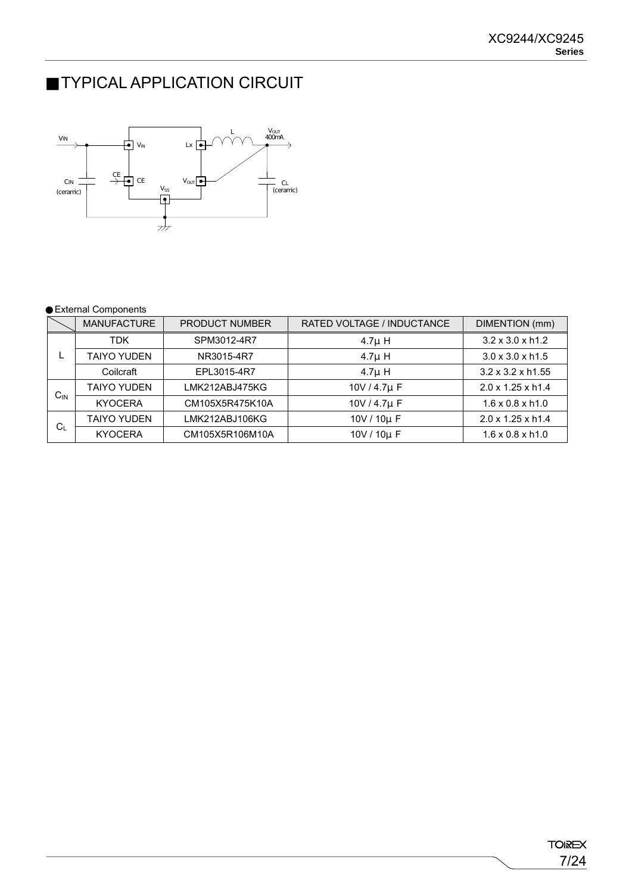## ■TYPICAL APPLICATION CIRCUIT

● External Components

| | MANUFACTURE | PRODUCT NUMBER | RATED VOLTAGE / INDUCTANCE | DIMENTION (mm) |
|---|---|---|---|---|
| L | TDK | SPM3012-4R7 | 4.7μ H | 3.2 x 3.0 x h1.2 |
| | TAIYO YUDEN | NR3015-4R7 | 4.7μ H | 3.0 x 3.0 x h1.5 |
| | Coilcraft | EPL3015-4R7 | 4.7μ H | 3.2 x 3.2 x h1.55 |
| $C_{IN}$ | TAIYO YUDEN | LMK212ABJ475KG | 10V / 4.7μ F | 2.0 x 1.25 x h1.4 |
| | KYOCERA | CM105X5R475K10A | 10V / 4.7μ F | 1.6 x 0.8 x h1.0 |
| $C_L$ | TAIYO YUDEN | LMK212ABJ106KG | 10V / 10μ F | 2.0 x 1.25 x h1.4 |
| | KYOCERA | CM105X5R106M10A | 10V / 10μ F | 1.6 x 0.8 x h1.0 |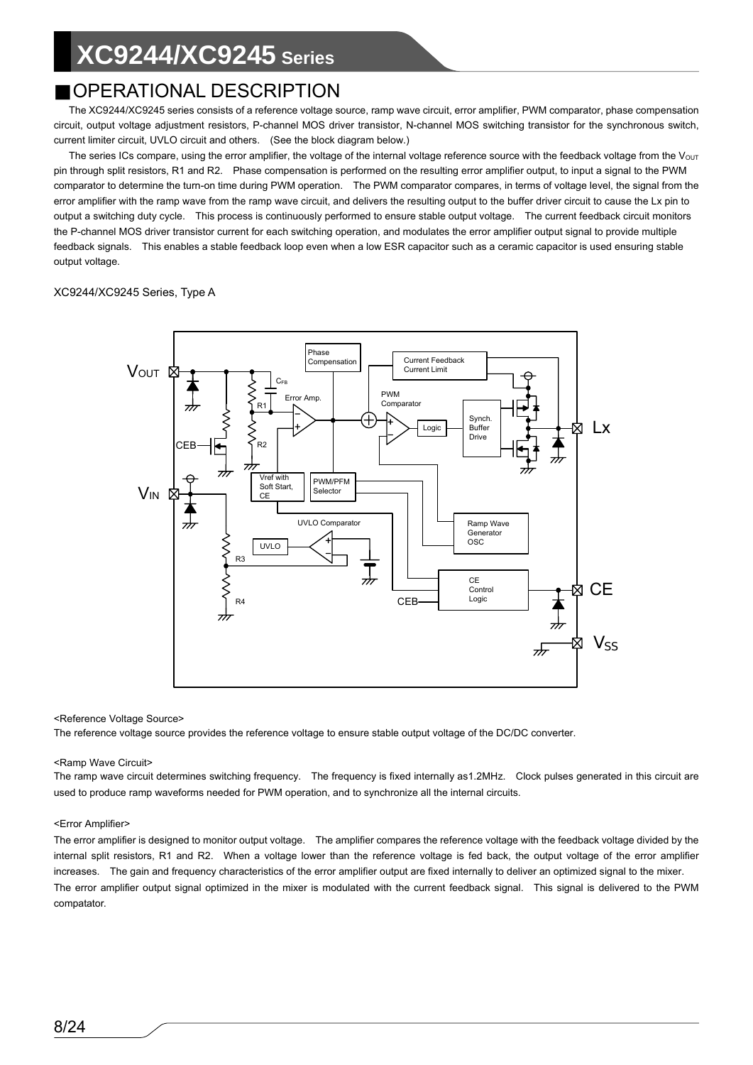## ■OPERATIONAL DESCRIPTION

The XC9244/XC9245 series consists of a reference voltage source, ramp wave circuit, error amplifier, PWM comparator, phase compensation circuit, output voltage adjustment resistors, P-channel MOS driver transistor, N-channel MOS switching transistor for the synchronous switch, current limiter circuit, UVLO circuit and others. (See the block diagram below.)

The series ICs compare, using the error amplifier, the voltage of the internal voltage reference source with the feedback voltage from the $V_{OUT}$ pin through split resistors, R1 and R2. Phase compensation is performed on the resulting error amplifier output, to input a signal to the PWM comparator to determine the turn-on time during PWM operation. The PWM comparator compares, in terms of voltage level, the signal from the error amplifier with the ramp wave from the ramp wave circuit, and delivers the resulting output to the buffer driver circuit to cause the Lx pin to output a switching duty cycle. This process is continuously performed to ensure stable output voltage. The current feedback circuit monitors the P-channel MOS driver transistor current for each switching operation, and modulates the error amplifier output signal to provide multiple feedback signals. This enables a stable feedback loop even when a low ESR capacitor such as a ceramic capacitor is used ensuring stable output voltage.

XC9244/XC9245 Series, Type A

<Reference Voltage Source>
The reference voltage source provides the reference voltage to ensure stable output voltage of the DC/DC converter.

<Ramp Wave Circuit>
The ramp wave circuit determines switching frequency. The frequency is fixed internally as1.2MHz. Clock pulses generated in this circuit are used to produce ramp waveforms needed for PWM operation, and to synchronize all the internal circuits.

<Error Amplifier>
The error amplifier is designed to monitor output voltage. The amplifier compares the reference voltage with the feedback voltage divided by the internal split resistors, R1 and R2. When a voltage lower than the reference voltage is fed back, the output voltage of the error amplifier increases. The gain and frequency characteristics of the error amplifier output are fixed internally to deliver an optimized signal to the mixer.
The error amplifier output signal optimized in the mixer is modulated with the current feedback signal. This signal is delivered to the PWM compatator.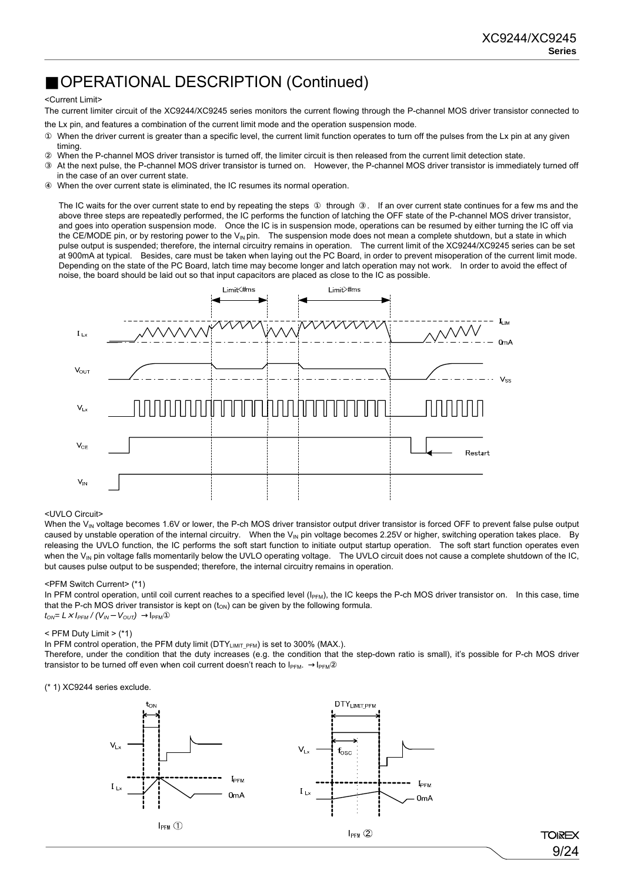## ■OPERATIONAL DESCRIPTION (Continued)

<Current Limit>

The current limiter circuit of the XC9244/XC9245 series monitors the current flowing through the P-channel MOS driver transistor connected to the Lx pin, and features a combination of the current limit mode and the operation suspension mode.

① When the driver current is greater than a specific level, the current limit function operates to turn off the pulses from the Lx pin at any given timing.
② When the P-channel MOS driver transistor is turned off, the limiter circuit is then released from the current limit detection state.
③ At the next pulse, the P-channel MOS driver transistor is turned on. However, the P-channel MOS driver transistor is immediately turned off in the case of an over current state.
④ When the over current state is eliminated, the IC resumes its normal operation.

The IC waits for the over current state to end by repeating the steps ① through ③. If an over current state continues for a few ms and the above three steps are repeatedly performed, the IC performs the function of latching the OFF state of the P-channel MOS driver transistor, and goes into operation suspension mode. Once the IC is in suspension mode, operations can be resumed by either turning the IC off via the CE/MODE pin, or by restoring power to the $V_{IN}$ pin. The suspension mode does not mean a complete shutdown, but a state in which pulse output is suspended; therefore, the internal circuitry remains in operation. The current limit of the XC9244/XC9245 series can be set at 900mA at typical. Besides, care must be taken when laying out the PC Board, in order to prevent misoperation of the current limit mode. Depending on the state of the PC Board, latch time may become longer and latch operation may not work. In order to avoid the effect of noise, the board should be laid out so that input capacitors are placed as close to the IC as possible.

<UVLO Circuit>

When the $V_{IN}$ voltage becomes 1.6V or lower, the P-ch MOS driver transistor output driver transistor is forced OFF to prevent false pulse output caused by unstable operation of the internal circuitry. When the $V_{IN}$ pin voltage becomes 2.25V or higher, switching operation takes place. By releasing the UVLO function, the IC performs the soft start function to initiate output startup operation. The soft start function operates even when the $V_{IN}$ pin voltage falls momentarily below the UVLO operating voltage. The UVLO circuit does not cause a complete shutdown of the IC, but causes pulse output to be suspended; therefore, the internal circuitry remains in operation.

<PFM Switch Current> (*1)

In PFM control operation, until coil current reaches to a specified level ($I_{PFM}$), the IC keeps the P-ch MOS driver transistor on. In this case, time that the P-ch MOS driver transistor is kept on ($t_{ON}$) can be given by the following formula.

$t_{ON} = L \times I_{PFM} / (V_{IN} - V_{OUT})$ → $I_{PFM}$①

< PFM Duty Limit > (*1)

In PFM control operation, the PFM duty limit ($DTY_{LIMIT\_PFM}$) is set to 300% (MAX.).

Therefore, under the condition that the duty increases (e.g. the condition that the step-down ratio is small), it's possible for P-ch MOS driver transistor to be turned off even when coil current doesn't reach to $I_{PFM}$. → $I_{PFM}$②

(* 1) XC9244 series exclude.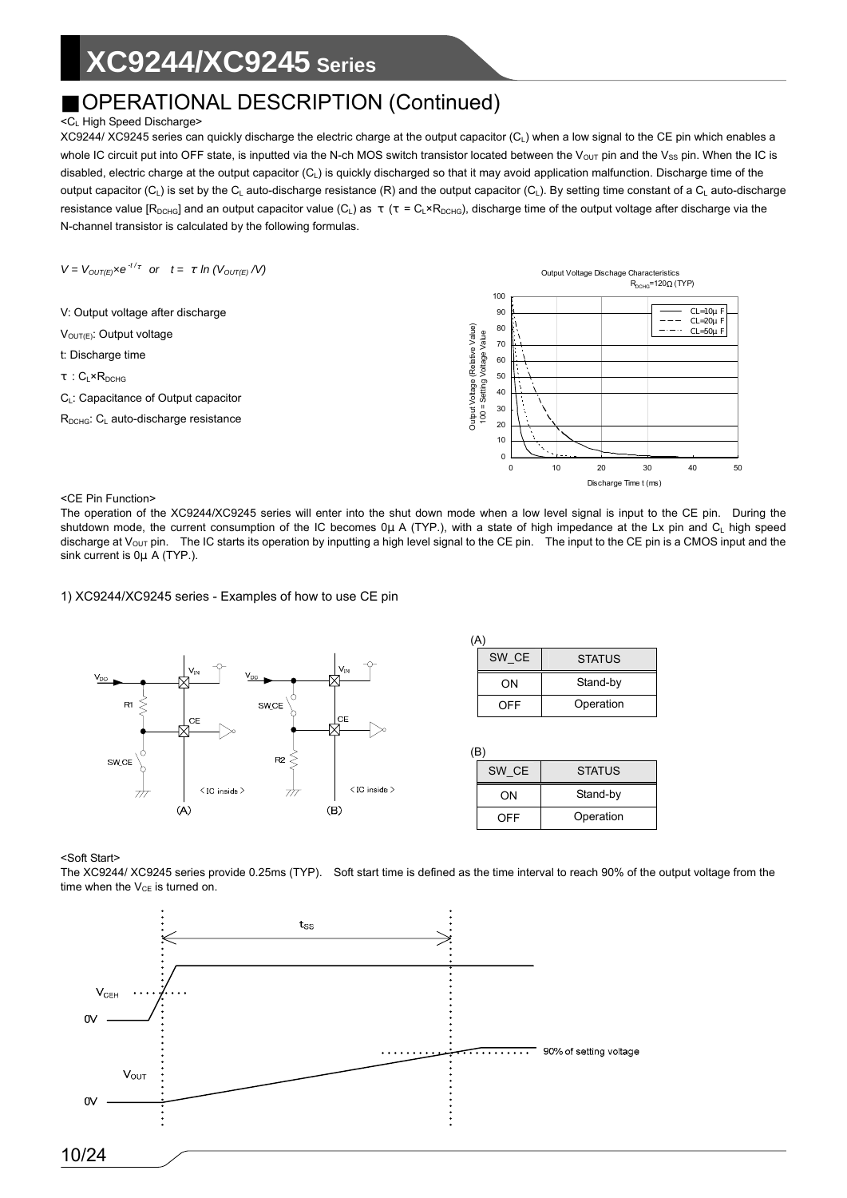## ■OPERATIONAL DESCRIPTION (Continued)

<$C_L$ High Speed Discharge>

XC9244/ XC9245 series can quickly discharge the electric charge at the output capacitor ($C_L$) when a low signal to the CE pin which enables a whole IC circuit put into OFF state, is inputted via the N-ch MOS switch transistor located between the $V_{OUT}$ pin and the $V_{SS}$ pin. When the IC is disabled, electric charge at the output capacitor ($C_L$) is quickly discharged so that it may avoid application malfunction. Discharge time of the output capacitor ($C_L$) is set by the $C_L$ auto-discharge resistance (R) and the output capacitor ($C_L$). By setting time constant of a $C_L$ auto-discharge resistance value [$R_{DCHG}$] and an output capacitor value ($C_L$) as τ (τ = $C_L$×$R_{DCHG}$), discharge time of the output voltage after discharge via the N-channel transistor is calculated by the following formulas.

$V = V_{OUT(E)} \times e^{-t/\tau}$ or $t = \tau \ln (V_{OUT(E)} / V)$

V: Output voltage after discharge

$V_{OUT(E)}$: Output voltage

t: Discharge time

τ : $C_L$×$R_{DCHG}$

$C_L$: Capacitance of Output capacitor

$R_{DCHG}$: $C_L$ auto-discharge resistance

Output Voltage Dischage Characteristics
$R_{DCHG}$=120Ω (TYP)

<CE Pin Function>

The operation of the XC9244/XC9245 series will enter into the shut down mode when a low level signal is input to the CE pin. During the shutdown mode, the current consumption of the IC becomes 0μ A (TYP.), with a state of high impedance at the Lx pin and $C_L$ high speed discharge at $V_{OUT}$ pin. The IC starts its operation by inputting a high level signal to the CE pin. The input to the CE pin is a CMOS input and the sink current is 0μ A (TYP.).

1) XC9244/XC9245 series - Examples of how to use CE pin

(A)

| SW_CE | STATUS |
|---|---|
| ON | Stand-by |
| OFF | Operation |

(B)

| SW_CE | STATUS |
|---|---|
| ON | Stand-by |
| OFF | Operation |

<Soft Start>

The XC9244/ XC9245 series provide 0.25ms (TYP). Soft start time is defined as the time interval to reach 90% of the output voltage from the time when the $V_{CE}$ is turned on.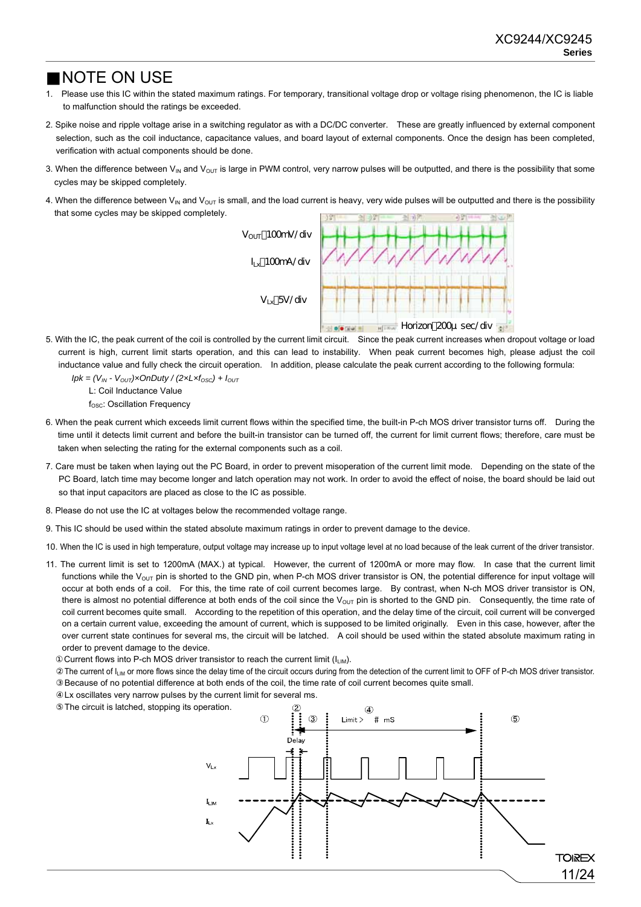## ■NOTE ON USE

1. Please use this IC within the stated maximum ratings. For temporary, transitional voltage drop or voltage rising phenomenon, the IC is liable to malfunction should the ratings be exceeded.

2. Spike noise and ripple voltage arise in a switching regulator as with a DC/DC converter. These are greatly influenced by external component selection, such as the coil inductance, capacitance values, and board layout of external components. Once the design has been completed, verification with actual components should be done.

3. When the difference between $V_{IN}$ and $V_{OUT}$ is large in PWM control, very narrow pulses will be outputted, and there is the possibility that some cycles may be skipped completely.

4. When the difference between $V_{IN}$ and $V_{OUT}$ is small, and the load current is heavy, very wide pulses will be outputted and there is the possibility that some cycles may be skipped completely.

   $V_{OUT}$：100mV/div
   $I_{Lx}$：100mA/div
   $V_{Lx}$：5V/div
   Horizon：200μ sec/div

5. With the IC, the peak current of the coil is controlled by the current limit circuit. Since the peak current increases when dropout voltage or load current is high, current limit starts operation, and this can lead to instability. When peak current becomes high, please adjust the coil inductance value and fully check the circuit operation. In addition, please calculate the peak current according to the following formula:

   $Ipk = (V_{IN} - V_{OUT}) \times OnDuty / (2 \times L \times f_{OSC}) + I_{OUT}$

   L: Coil Inductance Value

   $f_{OSC}$: Oscillation Frequency

6. When the peak current which exceeds limit current flows within the specified time, the built-in P-ch MOS driver transistor turns off. During the time until it detects limit current and before the built-in transistor can be turned off, the current for limit current flows; therefore, care must be taken when selecting the rating for the external components such as a coil.

7. Care must be taken when laying out the PC Board, in order to prevent misoperation of the current limit mode. Depending on the state of the PC Board, latch time may become longer and latch operation may not work. In order to avoid the effect of noise, the board should be laid out so that input capacitors are placed as close to the IC as possible.

8. Please do not use the IC at voltages below the recommended voltage range.

9. This IC should be used within the stated absolute maximum ratings in order to prevent damage to the device.

10. When the IC is used in high temperature, output voltage may increase up to input voltage level at no load because of the leak current of the driver transistor.

11. The current limit is set to 1200mA (MAX.) at typical. However, the current of 1200mA or more may flow. In case that the current limit functions while the $V_{OUT}$ pin is shorted to the GND pin, when P-ch MOS driver transistor is ON, the potential difference for input voltage will occur at both ends of a coil. For this, the time rate of coil current becomes large. By contrast, when N-ch MOS driver transistor is ON, there is almost no potential difference at both ends of the coil since the $V_{OUT}$ pin is shorted to the GND pin. Consequently, the time rate of coil current becomes quite small. According to the repetition of this operation, and the delay time of the circuit, coil current will be converged on a certain current value, exceeding the amount of current, which is supposed to be limited originally. Even in this case, however, after the over current state continues for several ms, the circuit will be latched. A coil should be used within the stated absolute maximum rating in order to prevent damage to the device.

   ①Current flows into P-ch MOS driver transistor to reach the current limit ($I_{LIM}$).
   ②The current of $I_{LIM}$ or more flows since the delay time of the circuit occurs during from the detection of the current limit to OFF of P-ch MOS driver transistor.
   ③Because of no potential difference at both ends of the coil, the time rate of coil current becomes quite small.
   ④Lx oscillates very narrow pulses by the current limit for several ms.
   ⑤The circuit is latched, stopping its operation.

   ① ② ③ ④ Limit > # mS ⑤
   Delay
   $V_{Lx}$
   $I_{LIM}$
   $I_{Lx}$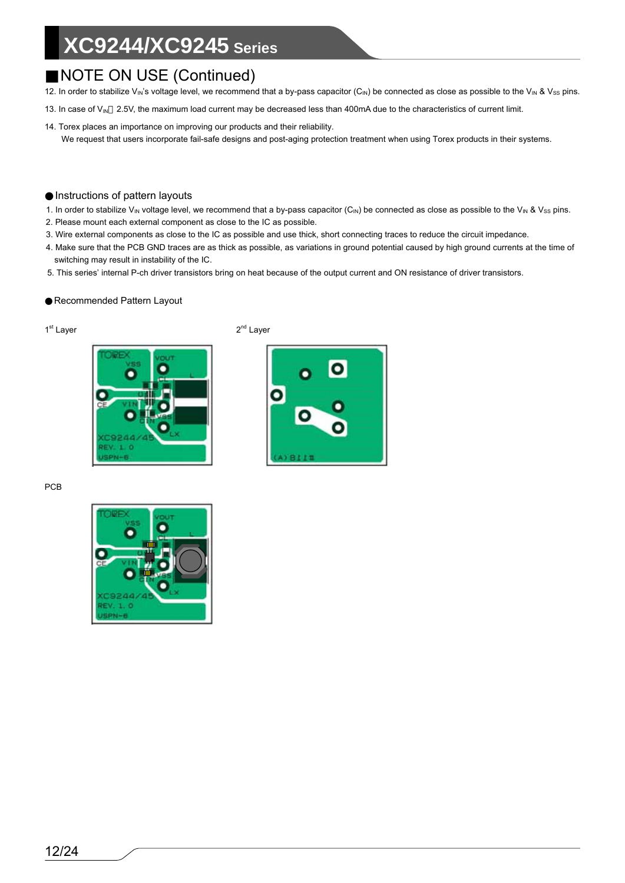## ■NOTE ON USE (Continued)

12. In order to stabilize $V_{IN}$'s voltage level, we recommend that a by-pass capacitor ($C_{IN}$) be connected as close as possible to the $V_{IN}$ & $V_{SS}$ pins.
13. In case of $V_{IN}$ 2.5V, the maximum load current may be decreased less than 400mA due to the characteristics of current limit.
14. Torex places an importance on improving our products and their reliability.
    We request that users incorporate fail-safe designs and post-aging protection treatment when using Torex products in their systems.

### ● Instructions of pattern layouts

1. In order to stabilize $V_{IN}$ voltage level, we recommend that a by-pass capacitor ($C_{IN}$) be connected as close as possible to the $V_{IN}$ & $V_{SS}$ pins.
2. Please mount each external component as close to the IC as possible.
3. Wire external components as close to the IC as possible and use thick, short connecting traces to reduce the circuit impedance.
4. Make sure that the PCB GND traces are as thick as possible, as variations in ground potential caused by high ground currents at the time of switching may result in instability of the IC.
5. This series' internal P-ch driver transistors bring on heat because of the output current and ON resistance of driver transistors.

### ● Recommended Pattern Layout

1st Layer

2nd Layer

PCB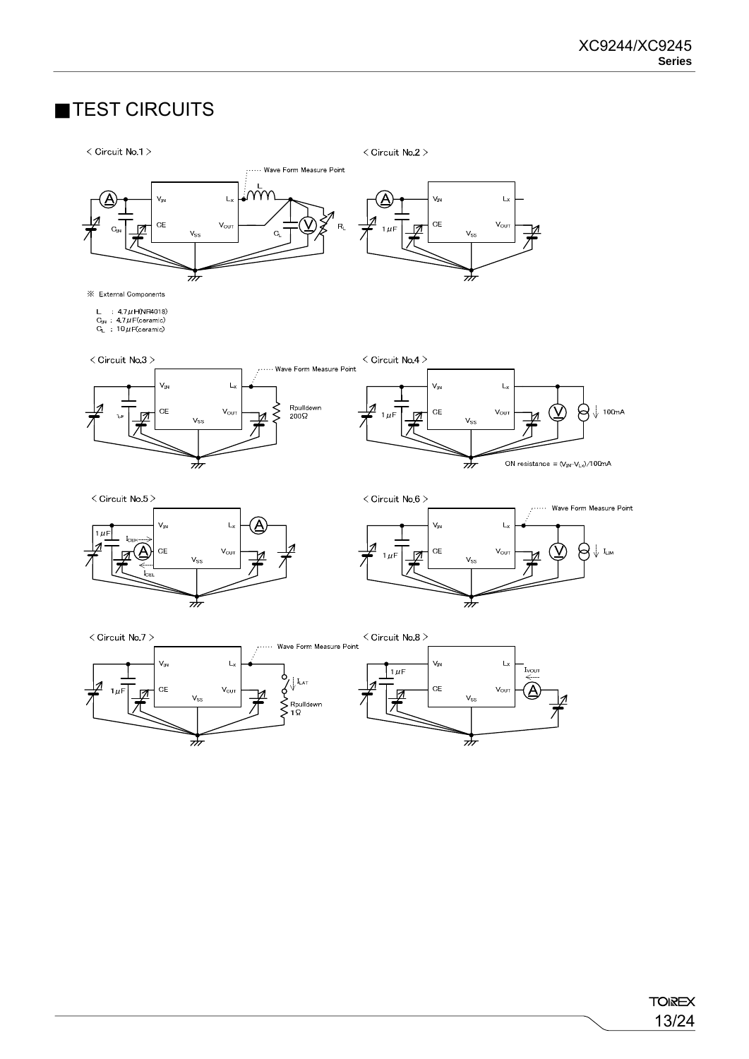## ■TEST CIRCUITS

< Circuit No.1 >

Wave Form Measure Point

※ External Components

L : 4.7μH(NR4018)
$C_{IN}$ : 4.7μF(ceramic)
$C_L$ : 10μF(ceramic)

< Circuit No.2 >

< Circuit No.3 >

Wave Form Measure Point

Rpulldown 200Ω

< Circuit No.4 >

100mA

ON resistance = $(V_{IN}-V_{LX})$/100mA

< Circuit No.5 >

$I_{CEH}$

$I_{CEL}$

< Circuit No.6 >

Wave Form Measure Point

$I_{LIM}$

< Circuit No.7 >

Wave Form Measure Point

$I_{LAT}$

Rpulldown 1Ω

< Circuit No.8 >

$I_{VOUT}$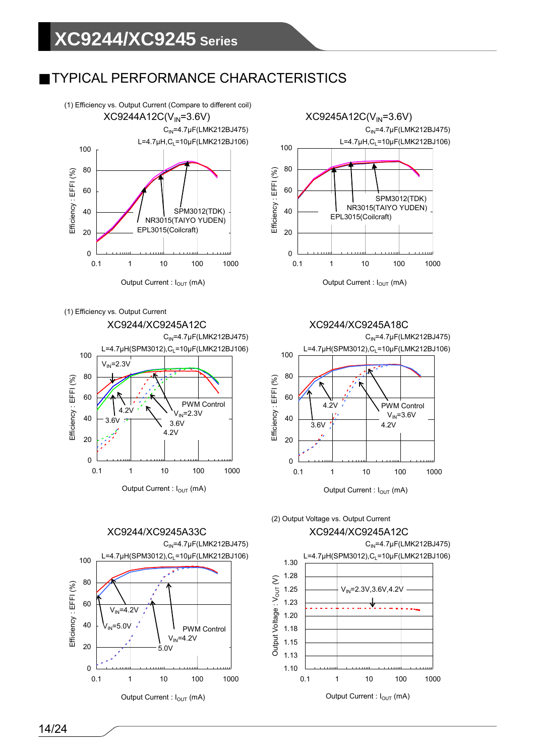## ■TYPICAL PERFORMANCE CHARACTERISTICS

(1) Efficiency vs. Output Current (Compare to different coil)

XC9244A12C($V_{IN}$=3.6V)

$C_{IN}$=4.7μF(LMK212BJ475)
L=4.7μH,$C_L$=10μF(LMK212BJ106)

Efficiency : EFFI (%)

SPM3012(TDK)
NR3015(TAIYO YUDEN)
EPL3015(Coilcraft)

Output Current : $I_{OUT}$ (mA)

XC9245A12C($V_{IN}$=3.6V)

$C_{IN}$=4.7μF(LMK212BJ475)
L=4.7μH,$C_L$=10μF(LMK212BJ106)

Efficiency : EFFI (%)

SPM3012(TDK)
NR3015(TAIYO YUDEN)
EPL3015(Coilcraft)

Output Current : $I_{OUT}$ (mA)

(1) Efficiency vs. Output Current

XC9244/XC9245A12C

$C_{IN}$=4.7μF(LMK212BJ475)
L=4.7μH(SPM3012),$C_L$=10μF(LMK212BJ106)

Efficiency : EFFI (%)

$V_{IN}$=2.3V
4.2V
3.6V
PWM Control
$V_{IN}$=2.3V
3.6V
4.2V

Output Current : $I_{OUT}$ (mA)

XC9244/XC9245A18C

$C_{IN}$=4.7μF(LMK212BJ475)
L=4.7μH(SPM3012),$C_L$=10μF(LMK212BJ106)

Efficiency : EFFI (%)

4.2V
3.6V
PWM Control
$V_{IN}$=3.6V
4.2V

Output Current : $I_{OUT}$ (mA)

XC9244/XC9245A33C

$C_{IN}$=4.7μF(LMK212BJ475)
L=4.7μH(SPM3012),$C_L$=10μF(LMK212BJ106)

Efficiency : EFFI (%)

$V_{IN}$=4.2V
$V_{IN}$=5.0V
PWM Control
$V_{IN}$=4.2V
5.0V

Output Current : $I_{OUT}$ (mA)

(2) Output Voltage vs. Output Current

XC9244/XC9245A12C

$C_{IN}$=4.7μF(LMK212BJ475)
L=4.7μH(SPM3012),$C_L$=10μF(LMK212BJ106)

Output Voltage : $V_{OUT}$ (V)

$V_{IN}$=2.3V,3.6V,4.2V

Output Current : $I_{OUT}$ (mA)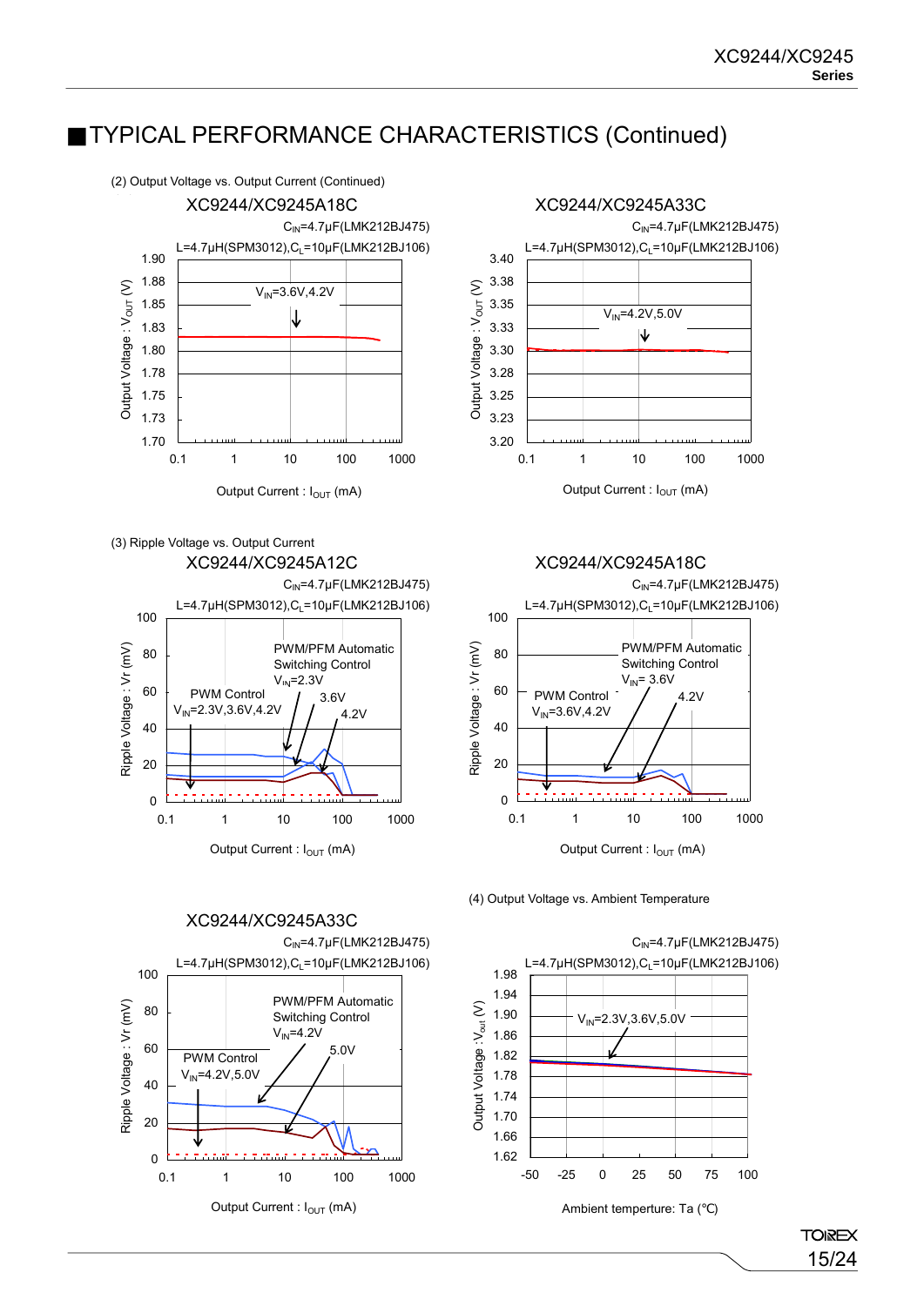## ■TYPICAL PERFORMANCE CHARACTERISTICS (Continued)

(2) Output Voltage vs. Output Current (Continued)

XC9244/XC9245A18C

$C_{IN}$=4.7μF(LMK212BJ475)
L=4.7μH(SPM3012),$C_L$=10μF(LMK212BJ106)

$V_{IN}$=3.6V,4.2V

Output Voltage : $V_{OUT}$ (V)
Output Current : $I_{OUT}$ (mA)

XC9244/XC9245A33C

$C_{IN}$=4.7μF(LMK212BJ475)
L=4.7μH(SPM3012),$C_L$=10μF(LMK212BJ106)

$V_{IN}$=4.2V,5.0V

Output Voltage : $V_{OUT}$ (V)
Output Current : $I_{OUT}$ (mA)

(3) Ripple Voltage vs. Output Current

XC9244/XC9245A12C

$C_{IN}$=4.7μF(LMK212BJ475)
L=4.7μH(SPM3012),$C_L$=10μF(LMK212BJ106)

PWM/PFM Automatic Switching Control $V_{IN}$=2.3V, 3.6V, 4.2V
PWM Control $V_{IN}$=2.3V,3.6V,4.2V

Ripple Voltage : Vr (mV)
Output Current : $I_{OUT}$ (mA)

XC9244/XC9245A18C

$C_{IN}$=4.7μF(LMK212BJ475)
L=4.7μH(SPM3012),$C_L$=10μF(LMK212BJ106)

PWM/PFM Automatic Switching Control $V_{IN}$= 3.6V, 4.2V
PWM Control $V_{IN}$=3.6V,4.2V

Ripple Voltage : Vr (mV)
Output Current : $I_{OUT}$ (mA)

XC9244/XC9245A33C

$C_{IN}$=4.7μF(LMK212BJ475)
L=4.7μH(SPM3012),$C_L$=10μF(LMK212BJ106)

PWM/PFM Automatic Switching Control $V_{IN}$=4.2V, 5.0V
PWM Control $V_{IN}$=4.2V,5.0V

Ripple Voltage : Vr (mV)
Output Current : $I_{OUT}$ (mA)

(4) Output Voltage vs. Ambient Temperature

$C_{IN}$=4.7μF(LMK212BJ475)
L=4.7μH(SPM3012),$C_L$=10μF(LMK212BJ106)

$V_{IN}$=2.3V,3.6V,5.0V

Output Voltage : $V_{out}$ (V)
Ambient temperture: Ta (℃)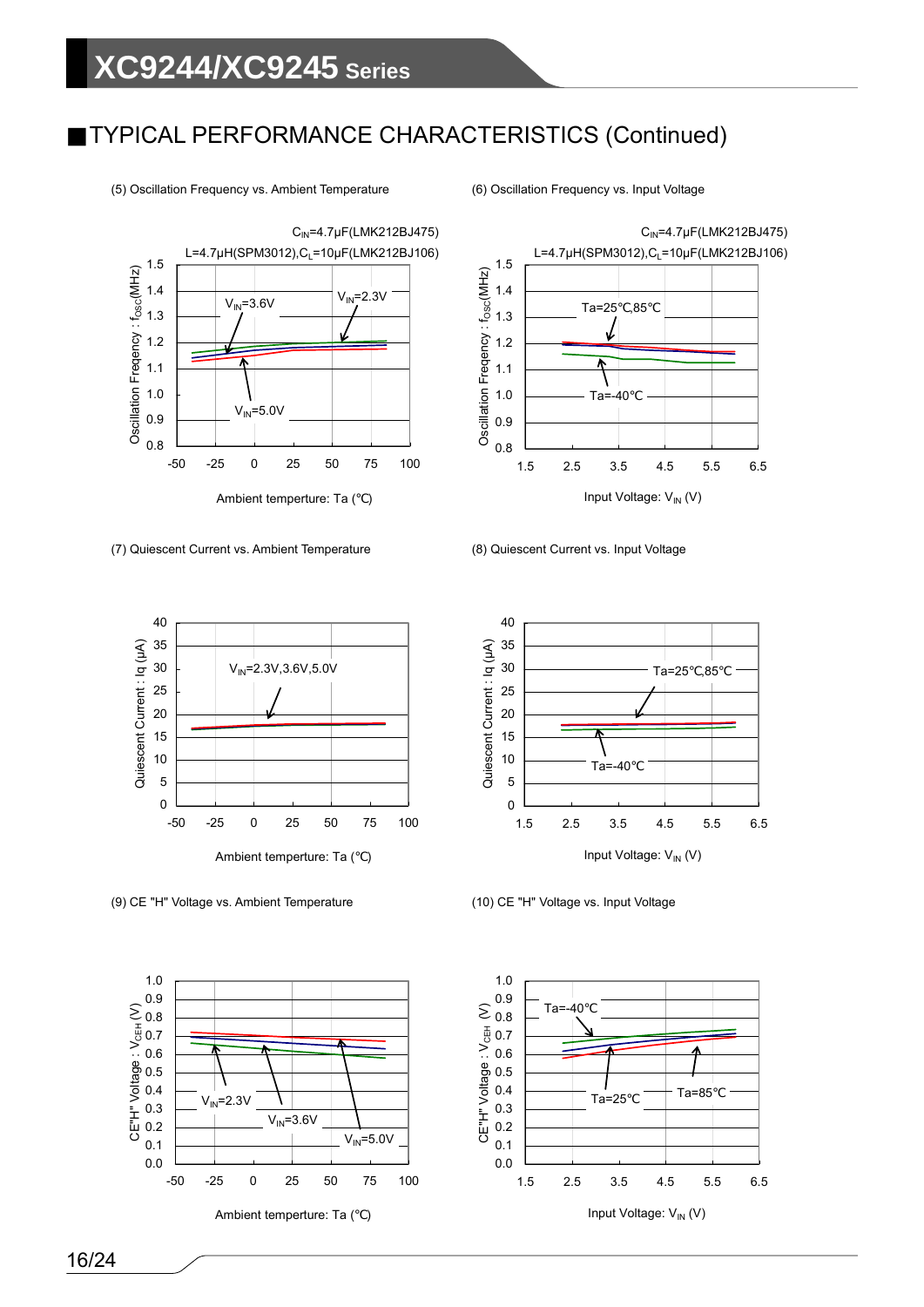## ■TYPICAL PERFORMANCE CHARACTERISTICS (Continued)

(5) Oscillation Frequency vs. Ambient Temperature

$C_{IN}$=4.7μF(LMK212BJ475)
L=4.7μH(SPM3012),$C_L$=10μF(LMK212BJ106)

(6) Oscillation Frequency vs. Input Voltage

$C_{IN}$=4.7μF(LMK212BJ475)
L=4.7μH(SPM3012),$C_L$=10μF(LMK212BJ106)

(7) Quiescent Current vs. Ambient Temperature

(8) Quiescent Current vs. Input Voltage

(9) CE "H" Voltage vs. Ambient Temperature

(10) CE "H" Voltage vs. Input Voltage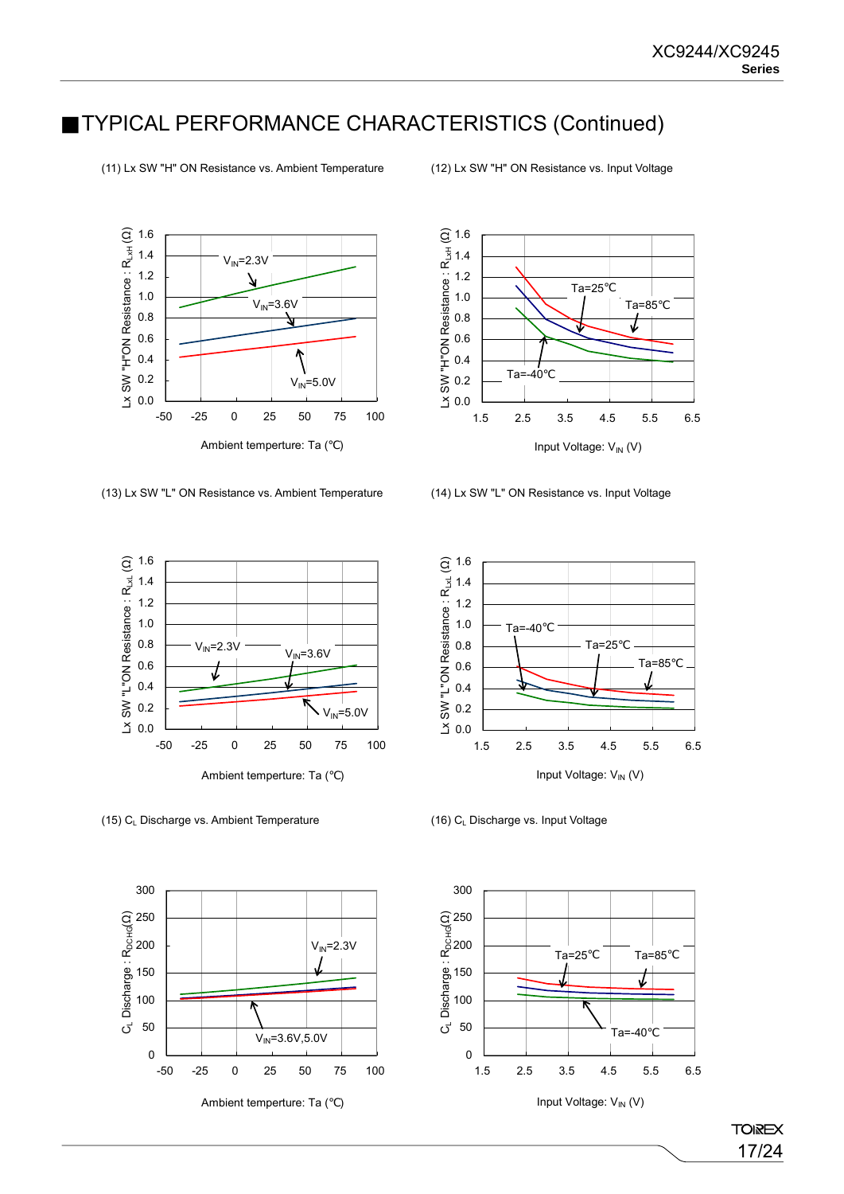## ■TYPICAL PERFORMANCE CHARACTERISTICS (Continued)

(11) Lx SW "H" ON Resistance vs. Ambient Temperature

(12) Lx SW "H" ON Resistance vs. Input Voltage

(13) Lx SW "L" ON Resistance vs. Ambient Temperature

(14) Lx SW "L" ON Resistance vs. Input Voltage

(15) $C_L$ Discharge vs. Ambient Temperature

(16) $C_L$ Discharge vs. Input Voltage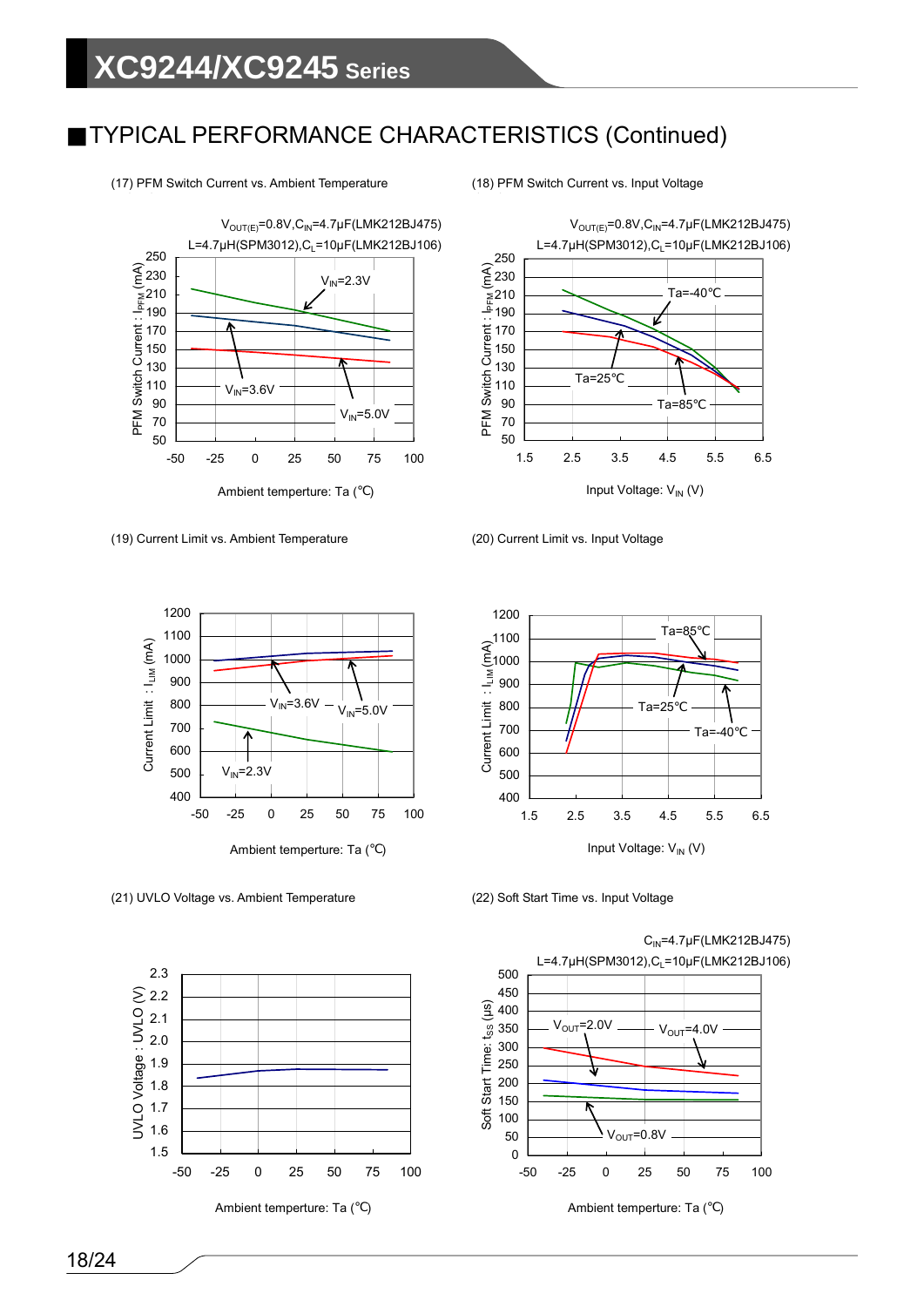## ■TYPICAL PERFORMANCE CHARACTERISTICS (Continued)

(17) PFM Switch Current vs. Ambient Temperature

$V_{OUT(E)}$=0.8V,$C_{IN}$=4.7μF(LMK212BJ475)
L=4.7μH(SPM3012),$C_L$=10μF(LMK212BJ106)

PFM Switch Current : $I_{PFM}$ (mA)

$V_{IN}$=2.3V, $V_{IN}$=3.6V, $V_{IN}$=5.0V

Ambient temperture: Ta (℃)

(18) PFM Switch Current vs. Input Voltage

$V_{OUT(E)}$=0.8V,$C_{IN}$=4.7μF(LMK212BJ475)
L=4.7μH(SPM3012),$C_L$=10μF(LMK212BJ106)

PFM Switch Current : $I_{PFM}$ (mA)

Ta=-40℃, Ta=25℃, Ta=85℃

Input Voltage: $V_{IN}$ (V)

(19) Current Limit vs. Ambient Temperature

Current Limit : $I_{LIM}$ (mA)

$V_{IN}$=3.6V, $V_{IN}$=5.0V, $V_{IN}$=2.3V

Ambient temperture: Ta (℃)

(20) Current Limit vs. Input Voltage

Current Limit : $I_{LIM}$ (mA)

Ta=85℃, Ta=25℃, Ta=-40℃

Input Voltage: $V_{IN}$ (V)

(21) UVLO Voltage vs. Ambient Temperature

UVLO Voltage : UVLO (V)

Ambient temperture: Ta (℃)

(22) Soft Start Time vs. Input Voltage

$C_{IN}$=4.7μF(LMK212BJ475)
L=4.7μH(SPM3012),$C_L$=10μF(LMK212BJ106)

Soft Start Time: $t_{SS}$ (μs)

$V_{OUT}$=2.0V, $V_{OUT}$=4.0V, $V_{OUT}$=0.8V

Ambient temperture: Ta (℃)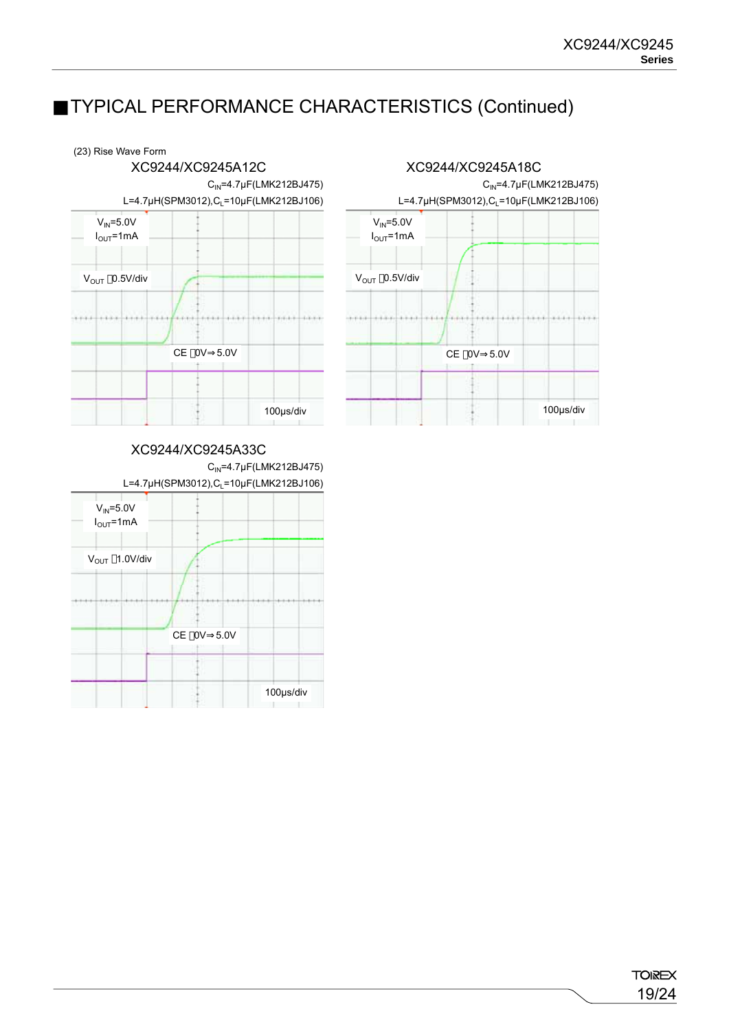## ■TYPICAL PERFORMANCE CHARACTERISTICS (Continued)

(23) Rise Wave Form

**XC9244/XC9245A12C**

$C_{IN}$=4.7μF(LMK212BJ475)
L=4.7μH(SPM3012),$C_L$=10μF(LMK212BJ106)

$V_{IN}$=5.0V
$I_{OUT}$=1mA
$V_{OUT}$ :0.5V/div
CE :0V⇒5.0V
100μs/div

**XC9244/XC9245A18C**

$C_{IN}$=4.7μF(LMK212BJ475)
L=4.7μH(SPM3012),$C_L$=10μF(LMK212BJ106)

$V_{IN}$=5.0V
$I_{OUT}$=1mA
$V_{OUT}$ :0.5V/div
CE :0V⇒5.0V
100μs/div

**XC9244/XC9245A33C**

$C_{IN}$=4.7μF(LMK212BJ475)
L=4.7μH(SPM3012),$C_L$=10μF(LMK212BJ106)

$V_{IN}$=5.0V
$I_{OUT}$=1mA
$V_{OUT}$ :1.0V/div
CE :0V⇒5.0V
100μs/div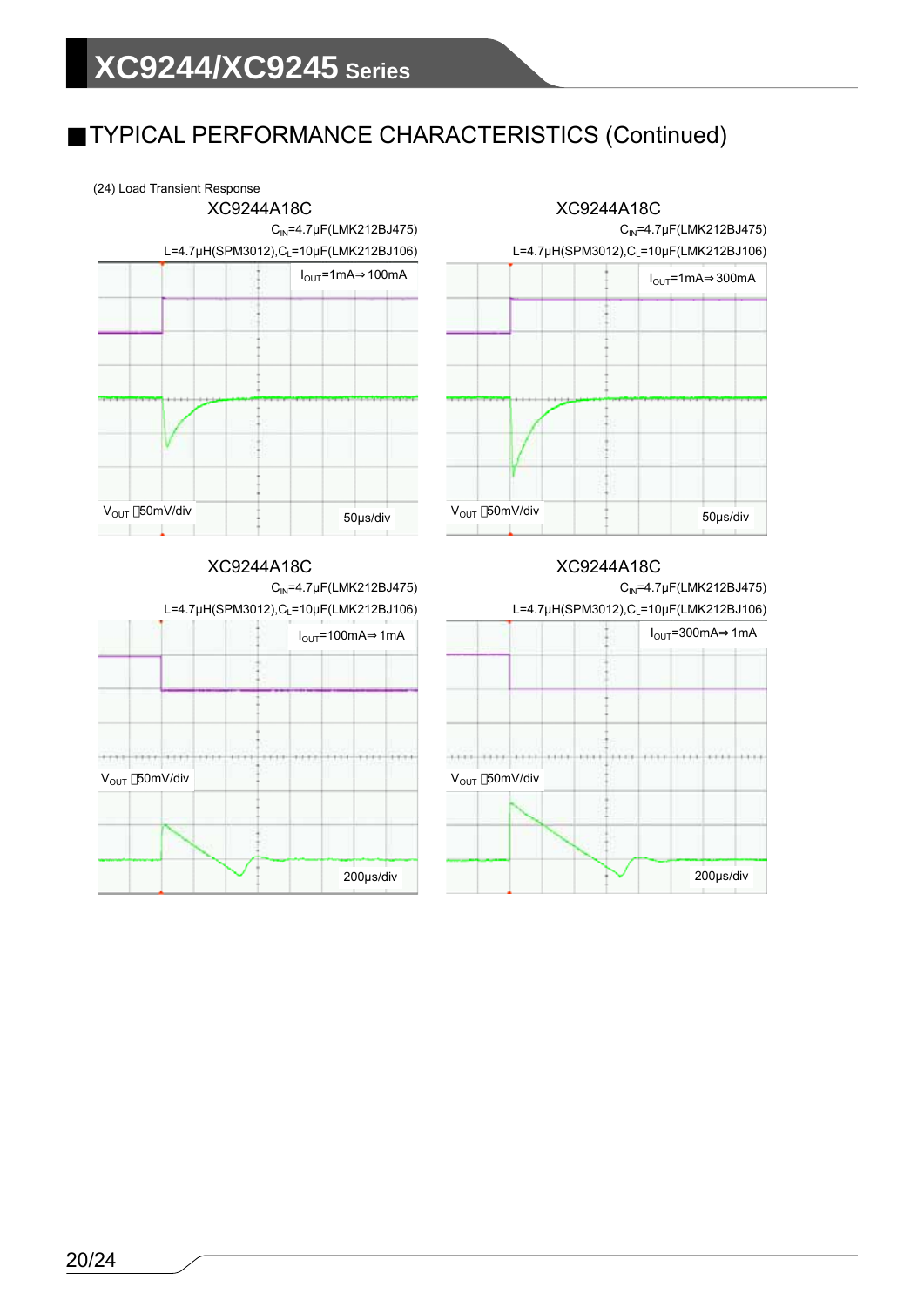## ■TYPICAL PERFORMANCE CHARACTERISTICS (Continued)

(24) Load Transient Response

XC9244A18C

$C_{IN}$=4.7μF(LMK212BJ475)

L=4.7μH(SPM3012),$C_L$=10μF(LMK212BJ106)

$I_{OUT}$=1mA⇒100mA

$V_{OUT}$ : 50mV/div

50μs/div

XC9244A18C

$C_{IN}$=4.7μF(LMK212BJ475)

L=4.7μH(SPM3012),$C_L$=10μF(LMK212BJ106)

$I_{OUT}$=1mA⇒300mA

$V_{OUT}$ : 50mV/div

50μs/div

XC9244A18C

$C_{IN}$=4.7μF(LMK212BJ475)

L=4.7μH(SPM3012),$C_L$=10μF(LMK212BJ106)

$I_{OUT}$=100mA⇒1mA

$V_{OUT}$ : 50mV/div

200μs/div

XC9244A18C

$C_{IN}$=4.7μF(LMK212BJ475)

L=4.7μH(SPM3012),$C_L$=10μF(LMK212BJ106)

$I_{OUT}$=300mA⇒1mA

$V_{OUT}$ : 50mV/div

200μs/div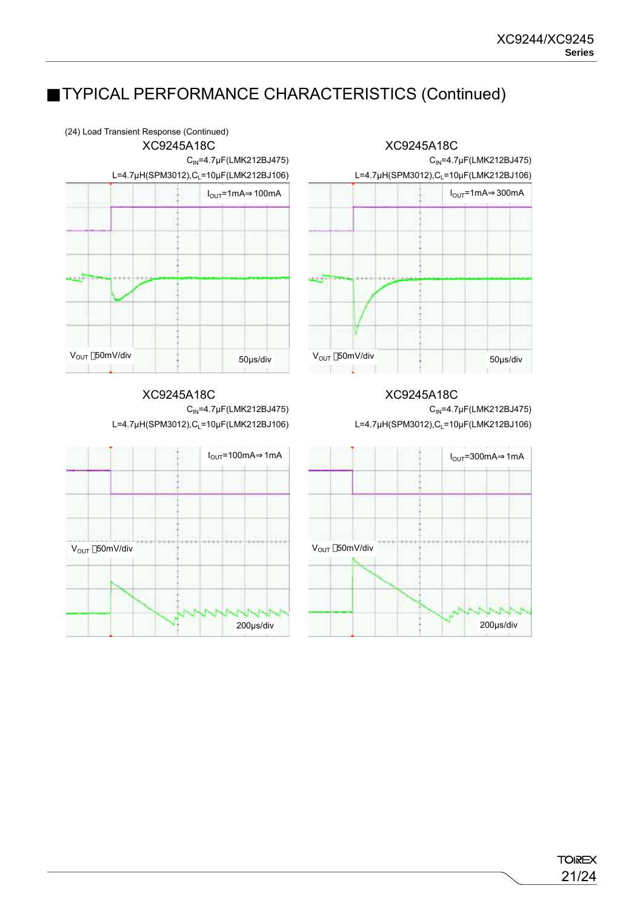## ■TYPICAL PERFORMANCE CHARACTERISTICS (Continued)

(24) Load Transient Response (Continued)

XC9245A18C

$C_{IN}$=4.7μF(LMK212BJ475)
L=4.7μH(SPM3012), $C_L$=10μF(LMK212BJ106)

$I_{OUT}$=1mA⇒100mA

$V_{OUT}$ : 50mV/div

50μs/div

XC9245A18C

$C_{IN}$=4.7μF(LMK212BJ475)
L=4.7μH(SPM3012), $C_L$=10μF(LMK212BJ106)

$I_{OUT}$=1mA⇒300mA

$V_{OUT}$ : 50mV/div

50μs/div

XC9245A18C

$C_{IN}$=4.7μF(LMK212BJ475)
L=4.7μH(SPM3012), $C_L$=10μF(LMK212BJ106)

$I_{OUT}$=100mA⇒1mA

$V_{OUT}$ : 50mV/div

200μs/div

XC9245A18C

$C_{IN}$=4.7μF(LMK212BJ475)
L=4.7μH(SPM3012), $C_L$=10μF(LMK212BJ106)

$I_{OUT}$=300mA⇒1mA

$V_{OUT}$ : 50mV/div

200μs/div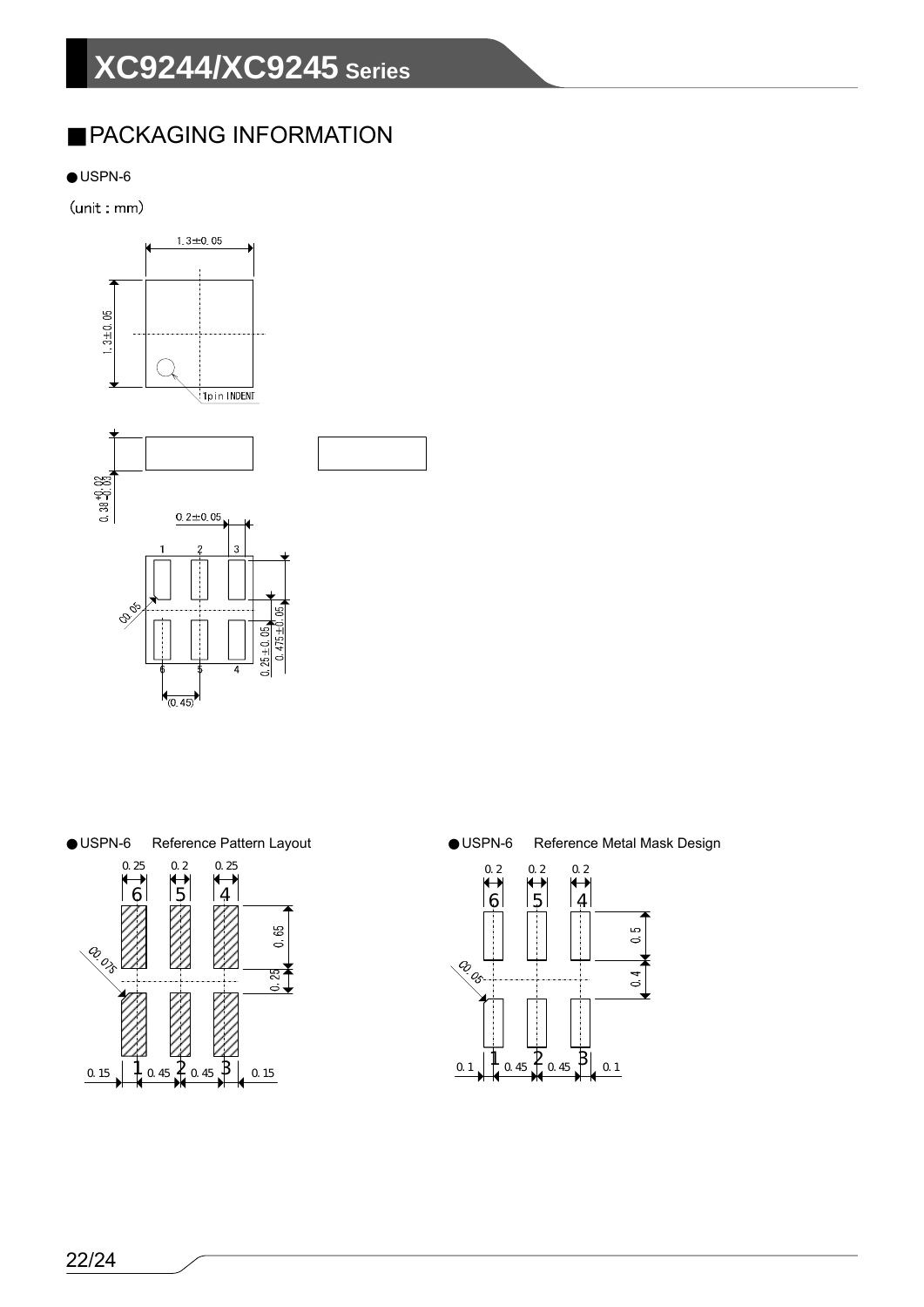## ■PACKAGING INFORMATION

● USPN-6

(unit : mm)

1.3±0.05

1.3±0.05

1pin INDENT

$0.38^{+0.02}_{-0.03}$

0.2±0.05

1 2 3

C0.05

0.25±0.05

0.475±0.05

6 5 4

(0.45)

● USPN-6 Reference Pattern Layout

0.25 0.2 0.25

6 5 4

0.65

C0.075

0.25

0.15 1 0.45 2 0.45 3 0.15

● USPN-6 Reference Metal Mask Design

0.2 0.2 0.2

6 5 4

0.5

C0.05

0.4

0.1 1 0.45 2 0.45 3 0.1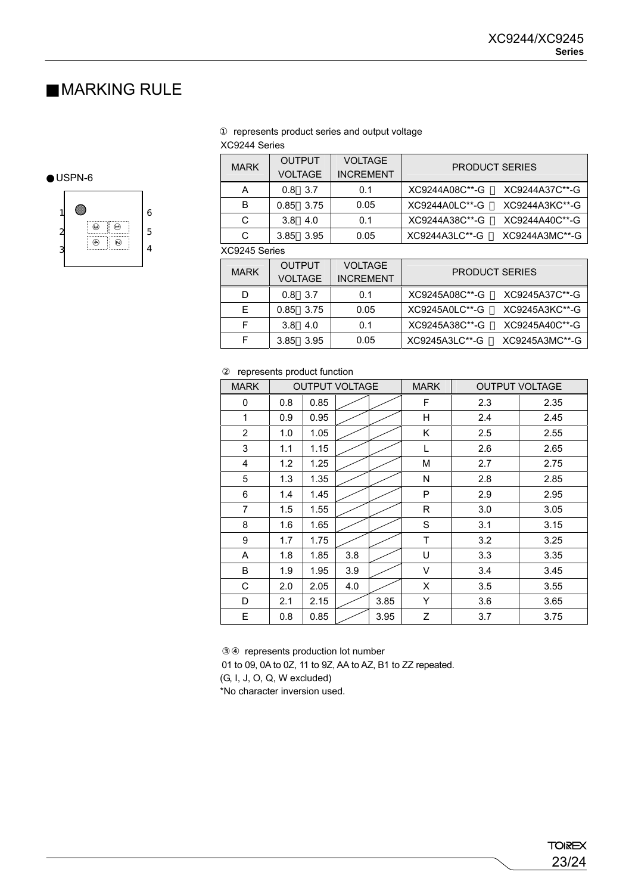## ■MARKING RULE

● USPN-6

1 ② ① 6
2 ③ ④ 5
3 4

① represents product series and output voltage

XC9244 Series

| MARK | OUTPUT VOLTAGE | VOLTAGE INCREMENT | PRODUCT SERIES |
|---|---|---|---|
| A | 0.8～3.7 | 0.1 | XC9244A08C**-G ～ XC9244A37C**-G |
| B | 0.85～3.75 | 0.05 | XC9244A0LC**-G ～ XC9244A3KC**-G |
| C | 3.8～4.0 | 0.1 | XC9244A38C**-G ～ XC9244A40C**-G |
| C | 3.85～3.95 | 0.05 | XC9244A3LC**-G ～ XC9244A3MC**-G |

XC9245 Series

| MARK | OUTPUT VOLTAGE | VOLTAGE INCREMENT | PRODUCT SERIES |
|---|---|---|---|
| D | 0.8～3.7 | 0.1 | XC9245A08C**-G ～ XC9245A37C**-G |
| E | 0.85～3.75 | 0.05 | XC9245A0LC**-G ～ XC9245A3KC**-G |
| F | 3.8～4.0 | 0.1 | XC9245A38C**-G ～ XC9245A40C**-G |
| F | 3.85～3.95 | 0.05 | XC9245A3LC**-G ～ XC9245A3MC**-G |

② represents product function

| MARK | OUTPUT VOLTAGE | | | | MARK | OUTPUT VOLTAGE | |
|---|---|---|---|---|---|---|---|
| 0 | 0.8 | 0.85 | | | F | 2.3 | 2.35 |
| 1 | 0.9 | 0.95 | | | H | 2.4 | 2.45 |
| 2 | 1.0 | 1.05 | | | K | 2.5 | 2.55 |
| 3 | 1.1 | 1.15 | | | L | 2.6 | 2.65 |
| 4 | 1.2 | 1.25 | | | M | 2.7 | 2.75 |
| 5 | 1.3 | 1.35 | | | N | 2.8 | 2.85 |
| 6 | 1.4 | 1.45 | | | P | 2.9 | 2.95 |
| 7 | 1.5 | 1.55 | | | R | 3.0 | 3.05 |
| 8 | 1.6 | 1.65 | | | S | 3.1 | 3.15 |
| 9 | 1.7 | 1.75 | | | T | 3.2 | 3.25 |
| A | 1.8 | 1.85 | 3.8 | | U | 3.3 | 3.35 |
| B | 1.9 | 1.95 | 3.9 | | V | 3.4 | 3.45 |
| C | 2.0 | 2.05 | 4.0 | | X | 3.5 | 3.55 |
| D | 2.1 | 2.15 | | 3.85 | Y | 3.6 | 3.65 |
| E | 0.8 | 0.85 | | 3.95 | Z | 3.7 | 3.75 |

③④ represents production lot number

01 to 09, 0A to 0Z, 11 to 9Z, AA to AZ, B1 to ZZ repeated.

(G, I, J, O, Q, W excluded)

*No character inversion used.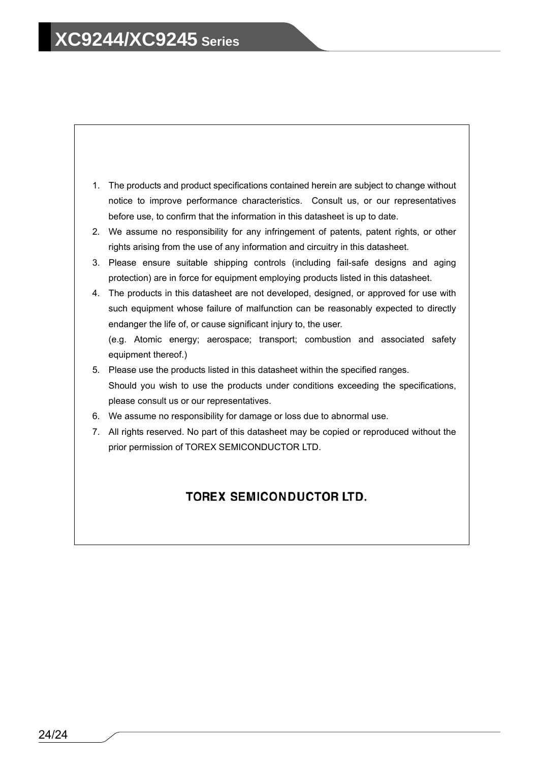1. The products and product specifications contained herein are subject to change without notice to improve performance characteristics. Consult us, or our representatives before use, to confirm that the information in this datasheet is up to date.
2. We assume no responsibility for any infringement of patents, patent rights, or other rights arising from the use of any information and circuitry in this datasheet.
3. Please ensure suitable shipping controls (including fail-safe designs and aging protection) are in force for equipment employing products listed in this datasheet.
4. The products in this datasheet are not developed, designed, or approved for use with such equipment whose failure of malfunction can be reasonably expected to directly endanger the life of, or cause significant injury to, the user.
   (e.g. Atomic energy; aerospace; transport; combustion and associated safety equipment thereof.)
5. Please use the products listed in this datasheet within the specified ranges.
   Should you wish to use the products under conditions exceeding the specifications, please consult us or our representatives.
6. We assume no responsibility for damage or loss due to abnormal use.
7. All rights reserved. No part of this datasheet may be copied or reproduced without the prior permission of TOREX SEMICONDUCTOR LTD.

**TOREX SEMICONDUCTOR LTD.**